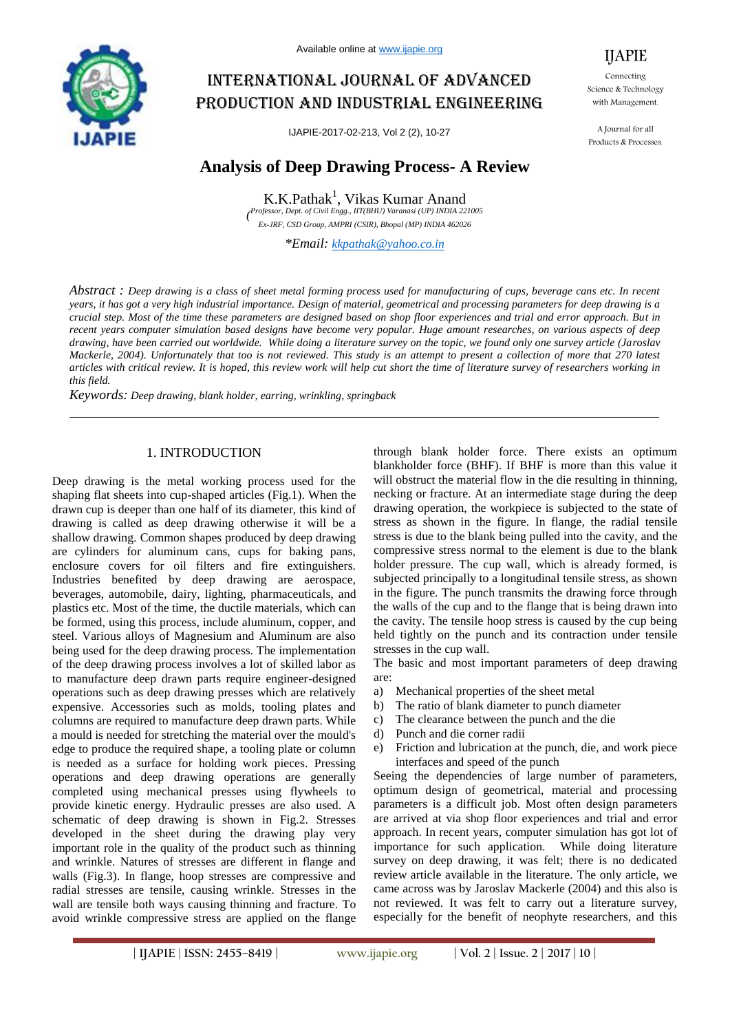# Analysis of Deep Drawing Process- A Review

K.K.Pathak[1], Vikas Kumar Anand

(Professor, Dept. of Civil Engg., IIT(BHU) Varanasi (UP) INDIA 221005

Ex-JRF, CSD Group, AMPRI (CSIR), Bhopal (MP) INDIA 462026

*\*Email: kkpathak@yahoo.co.in*

*Abstract : Deep drawing is a class of sheet metal forming process used for manufacturing of cups, beverage cans etc. In recent years, it has got a very high industrial importance. Design of material, geometrical and processing parameters for deep drawing is a crucial step. Most of the time these parameters are designed based on shop floor experiences and trial and error approach. But in recent years computer simulation based designs have become very popular. Huge amount researches, on various aspects of deep drawing, have been carried out worldwide. While doing a literature survey on the topic, we found only one survey article (Jaroslav Mackerle, 2004). Unfortunately that too is not reviewed. This study is an attempt to present a collection of more that 270 latest articles with critical review. It is hoped, this review work will help cut short the time of literature survey of researchers working in this field.*

*Keywords: Deep drawing, blank holder, earring, wrinkling, springback*

## 1. INTRODUCTION

Deep drawing is the metal working process used for the shaping flat sheets into cup-shaped articles (Fig.1). When the drawn cup is deeper than one half of its diameter, this kind of drawing is called as deep drawing otherwise it will be a shallow drawing. Common shapes produced by deep drawing are cylinders for aluminum cans, cups for baking pans, enclosure covers for oil filters and fire extinguishers. Industries benefited by deep drawing are aerospace, beverages, automobile, dairy, lighting, pharmaceuticals, and plastics etc. Most of the time, the ductile materials, which can be formed, using this process, include aluminum, copper, and steel. Various alloys of Magnesium and Aluminum are also being used for the deep drawing process. The implementation of the deep drawing process involves a lot of skilled labor as to manufacture deep drawn parts require engineer-designed operations such as deep drawing presses which are relatively expensive. Accessories such as molds, tooling plates and columns are required to manufacture deep drawn parts. While a mould is needed for stretching the material over the mould's edge to produce the required shape, a tooling plate or column is needed as a surface for holding work pieces. Pressing operations and deep drawing operations are generally completed using mechanical presses using flywheels to provide kinetic energy. Hydraulic presses are also used. A schematic of deep drawing is shown in Fig.2. Stresses developed in the sheet during the drawing play very important role in the quality of the product such as thinning and wrinkle. Natures of stresses are different in flange and walls (Fig.3). In flange, hoop stresses are compressive and radial stresses are tensile, causing wrinkle. Stresses in the wall are tensile both ways causing thinning and fracture. To avoid wrinkle compressive stress are applied on the flange through blank holder force. There exists an optimum blankholder force (BHF). If BHF is more than this value it will obstruct the material flow in the die resulting in thinning, necking or fracture. At an intermediate stage during the deep drawing operation, the workpiece is subjected to the state of stress as shown in the figure. In flange, the radial tensile stress is due to the blank being pulled into the cavity, and the compressive stress normal to the element is due to the blank holder pressure. The cup wall, which is already formed, is subjected principally to a longitudinal tensile stress, as shown in the figure. The punch transmits the drawing force through the walls of the cup and to the flange that is being drawn into the cavity. The tensile hoop stress is caused by the cup being held tightly on the punch and its contraction under tensile stresses in the cup wall.

The basic and most important parameters of deep drawing are:

a) Mechanical properties of the sheet metal
b) The ratio of blank diameter to punch diameter
c) The clearance between the punch and the die
d) Punch and die corner radii
e) Friction and lubrication at the punch, die, and work piece interfaces and speed of the punch

Seeing the dependencies of large number of parameters, optimum design of geometrical, material and processing parameters is a difficult job. Most often design parameters are arrived at via shop floor experiences and trial and error approach. In recent years, computer simulation has got lot of importance for such application. While doing literature survey on deep drawing, it was felt; there is no dedicated review article available in the literature. The only article, we came across was by Jaroslav Mackerle (2004) and this also is not reviewed. It was felt to carry out a literature survey, especially for the benefit of neophyte researchers, and this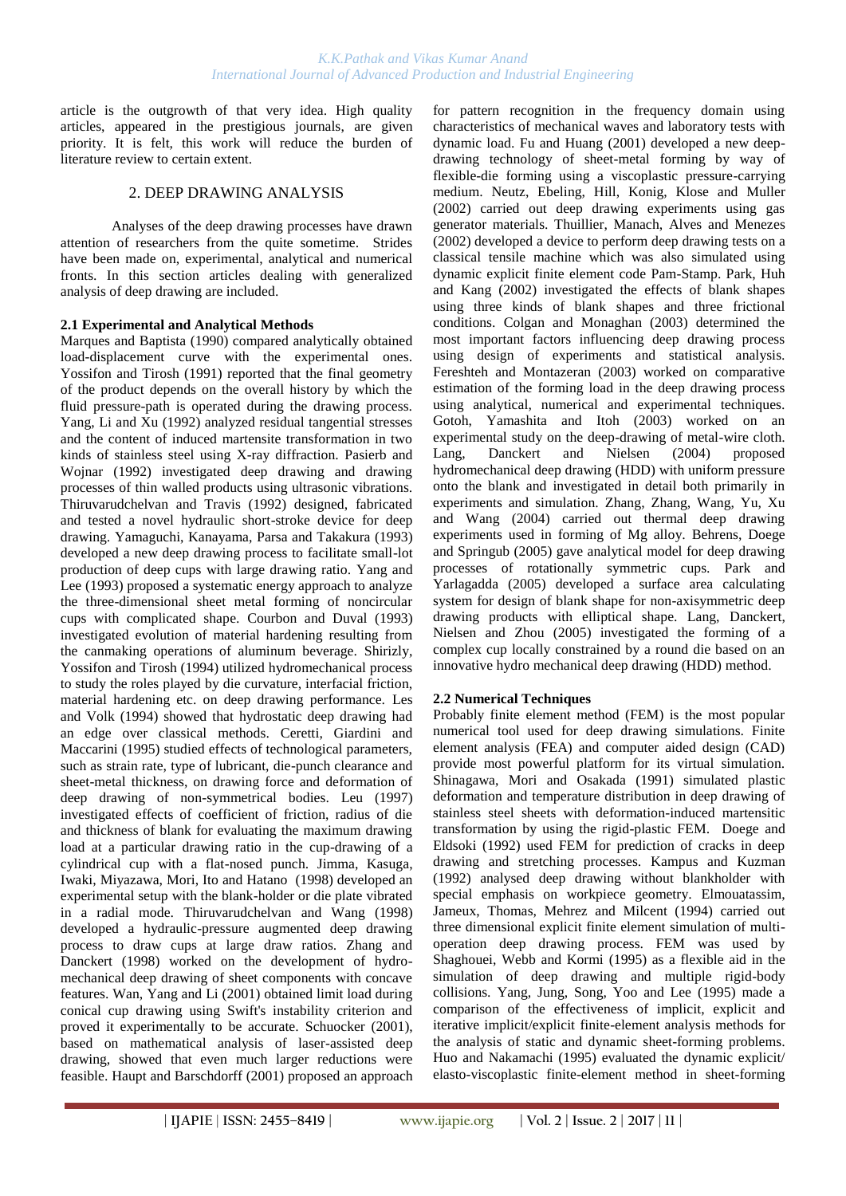article is the outgrowth of that very idea. High quality articles, appeared in the prestigious journals, are given priority. It is felt, this work will reduce the burden of literature review to certain extent.

## 2. DEEP DRAWING ANALYSIS

Analyses of the deep drawing processes have drawn attention of researchers from the quite sometime. Strides have been made on, experimental, analytical and numerical fronts. In this section articles dealing with generalized analysis of deep drawing are included.

### 2.1 Experimental and Analytical Methods

Marques and Baptista (1990) compared analytically obtained load-displacement curve with the experimental ones. Yossifon and Tirosh (1991) reported that the final geometry of the product depends on the overall history by which the fluid pressure-path is operated during the drawing process. Yang, Li and Xu (1992) analyzed residual tangential stresses and the content of induced martensite transformation in two kinds of stainless steel using X-ray diffraction. Pasierb and Wojnar (1992) investigated deep drawing and drawing processes of thin walled products using ultrasonic vibrations. Thiruvarudchelvan and Travis (1992) designed, fabricated and tested a novel hydraulic short-stroke device for deep drawing. Yamaguchi, Kanayama, Parsa and Takakura (1993) developed a new deep drawing process to facilitate small-lot production of deep cups with large drawing ratio. Yang and Lee (1993) proposed a systematic energy approach to analyze the three-dimensional sheet metal forming of noncircular cups with complicated shape. Courbon and Duval (1993) investigated evolution of material hardening resulting from the canmaking operations of aluminum beverage. Shirizly, Yossifon and Tirosh (1994) utilized hydromechanical process to study the roles played by die curvature, interfacial friction, material hardening etc. on deep drawing performance. Les and Volk (1994) showed that hydrostatic deep drawing had an edge over classical methods. Ceretti, Giardini and Maccarini (1995) studied effects of technological parameters, such as strain rate, type of lubricant, die-punch clearance and sheet-metal thickness, on drawing force and deformation of deep drawing of non-symmetrical bodies. Leu (1997) investigated effects of coefficient of friction, radius of die and thickness of blank for evaluating the maximum drawing load at a particular drawing ratio in the cup-drawing of a cylindrical cup with a flat-nosed punch. Jimma, Kasuga, Iwaki, Miyazawa, Mori, Ito and Hatano (1998) developed an experimental setup with the blank-holder or die plate vibrated in a radial mode. Thiruvarudchelvan and Wang (1998) developed a hydraulic-pressure augmented deep drawing process to draw cups at large draw ratios. Zhang and Danckert (1998) worked on the development of hydro-mechanical deep drawing of sheet components with concave features. Wan, Yang and Li (2001) obtained limit load during conical cup drawing using Swift's instability criterion and proved it experimentally to be accurate. Schuocker (2001), based on mathematical analysis of laser-assisted deep drawing, showed that even much larger reductions were feasible. Haupt and Barschdorff (2001) proposed an approach for pattern recognition in the frequency domain using characteristics of mechanical waves and laboratory tests with dynamic load. Fu and Huang (2001) developed a new deep-drawing technology of sheet-metal forming by way of flexible-die forming using a viscoplastic pressure-carrying medium. Neutz, Ebeling, Hill, Konig, Klose and Muller (2002) carried out deep drawing experiments using gas generator materials. Thuillier, Manach, Alves and Menezes (2002) developed a device to perform deep drawing tests on a classical tensile machine which was also simulated using dynamic explicit finite element code Pam-Stamp. Park, Huh and Kang (2002) investigated the effects of blank shapes using three kinds of blank shapes and three frictional conditions. Colgan and Monaghan (2003) determined the most important factors influencing deep drawing process using design of experiments and statistical analysis. Fereshteh and Montazeran (2003) worked on comparative estimation of the forming load in the deep drawing process using analytical, numerical and experimental techniques. Gotoh, Yamashita and Itoh (2003) worked on an experimental study on the deep-drawing of metal-wire cloth. Lang, Danckert and Nielsen (2004) proposed hydromechanical deep drawing (HDD) with uniform pressure onto the blank and investigated in detail both primarily in experiments and simulation. Zhang, Zhang, Wang, Yu, Xu and Wang (2004) carried out thermal deep drawing experiments used in forming of Mg alloy. Behrens, Doege and Springub (2005) gave analytical model for deep drawing processes of rotationally symmetric cups. Park and Yarlagadda (2005) developed a surface area calculating system for design of blank shape for non-axisymmetric deep drawing products with elliptical shape. Lang, Danckert, Nielsen and Zhou (2005) investigated the forming of a complex cup locally constrained by a round die based on an innovative hydro mechanical deep drawing (HDD) method.

### 2.2 Numerical Techniques

Probably finite element method (FEM) is the most popular numerical tool used for deep drawing simulations. Finite element analysis (FEA) and computer aided design (CAD) provide most powerful platform for its virtual simulation. Shinagawa, Mori and Osakada (1991) simulated plastic deformation and temperature distribution in deep drawing of stainless steel sheets with deformation-induced martensitic transformation by using the rigid-plastic FEM. Doege and Eldsoki (1992) used FEM for prediction of cracks in deep drawing and stretching processes. Kampus and Kuzman (1992) analysed deep drawing without blankholder with special emphasis on workpiece geometry. Elmouatassim, Jameux, Thomas, Mehrez and Milcent (1994) carried out three dimensional explicit finite element simulation of multi-operation deep drawing process. FEM was used by Shaghouei, Webb and Kormi (1995) as a flexible aid in the simulation of deep drawing and multiple rigid-body collisions. Yang, Jung, Song, Yoo and Lee (1995) made a comparison of the effectiveness of implicit, explicit and iterative implicit/explicit finite-element analysis methods for the analysis of static and dynamic sheet-forming problems. Huo and Nakamachi (1995) evaluated the dynamic explicit/ elasto-viscoplastic finite-element method in sheet-forming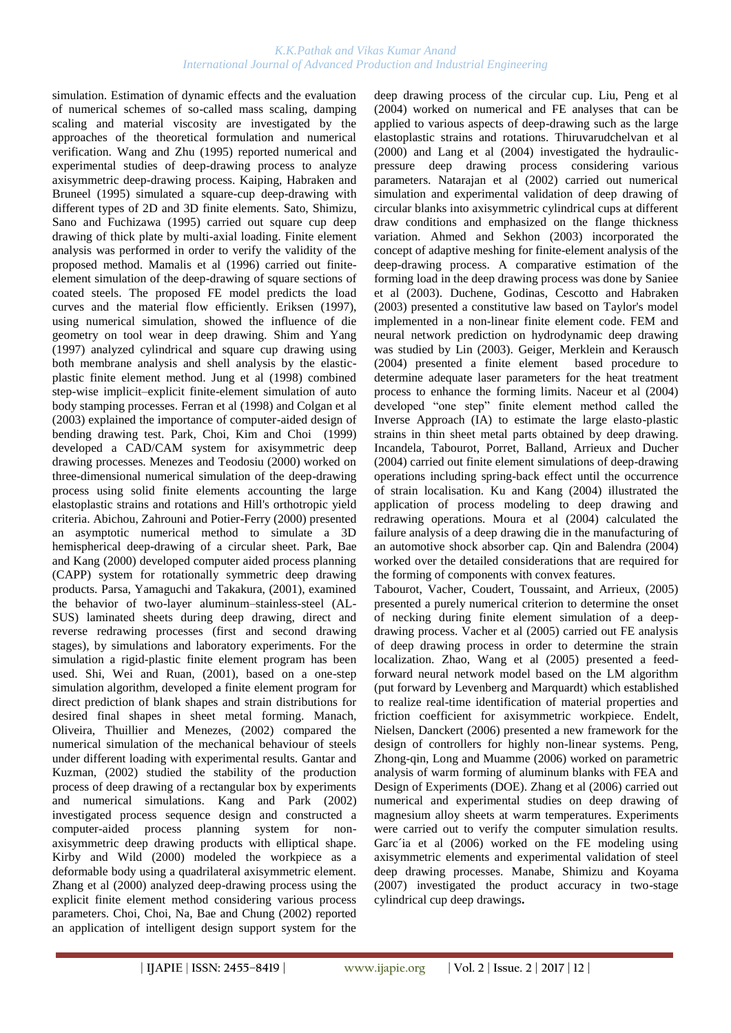simulation. Estimation of dynamic effects and the evaluation of numerical schemes of so-called mass scaling, damping scaling and material viscosity are investigated by the approaches of the theoretical formulation and numerical verification. Wang and Zhu (1995) reported numerical and experimental studies of deep-drawing process to analyze axisymmetric deep-drawing process. Kaiping, Habraken and Bruneel (1995) simulated a square-cup deep-drawing with different types of 2D and 3D finite elements. Sato, Shimizu, Sano and Fuchizawa (1995) carried out square cup deep drawing of thick plate by multi-axial loading. Finite element analysis was performed in order to verify the validity of the proposed method. Mamalis et al (1996) carried out finite-element simulation of the deep-drawing of square sections of coated steels. The proposed FE model predicts the load curves and the material flow efficiently. Eriksen (1997), using numerical simulation, showed the influence of die geometry on tool wear in deep drawing. Shim and Yang (1997) analyzed cylindrical and square cup drawing using both membrane analysis and shell analysis by the elastic-plastic finite element method. Jung et al (1998) combined step-wise implicit–explicit finite-element simulation of auto body stamping processes. Ferran et al (1998) and Colgan et al (2003) explained the importance of computer-aided design of bending drawing test. Park, Choi, Kim and Choi (1999) developed a CAD/CAM system for axisymmetric deep drawing processes. Menezes and Teodosiu (2000) worked on three-dimensional numerical simulation of the deep-drawing process using solid finite elements accounting the large elastoplastic strains and rotations and Hill's orthotropic yield criteria. Abichou, Zahrouni and Potier-Ferry (2000) presented an asymptotic numerical method to simulate a 3D hemispherical deep-drawing of a circular sheet. Park, Bae and Kang (2000) developed computer aided process planning (CAPP) system for rotationally symmetric deep drawing products. Parsa, Yamaguchi and Takakura, (2001), examined the behavior of two-layer aluminum–stainless-steel (AL-SUS) laminated sheets during deep drawing, direct and reverse redrawing processes (first and second drawing stages), by simulations and laboratory experiments. For the simulation a rigid-plastic finite element program has been used. Shi, Wei and Ruan, (2001), based on a one-step simulation algorithm, developed a finite element program for direct prediction of blank shapes and strain distributions for desired final shapes in sheet metal forming. Manach, Oliveira, Thuillier and Menezes, (2002) compared the numerical simulation of the mechanical behaviour of steels under different loading with experimental results. Gantar and Kuzman, (2002) studied the stability of the production process of deep drawing of a rectangular box by experiments and numerical simulations. Kang and Park (2002) investigated process sequence design and constructed a computer-aided process planning system for non-axisymmetric deep drawing products with elliptical shape. Kirby and Wild (2000) modeled the workpiece as a deformable body using a quadrilateral axisymmetric element. Zhang et al (2000) analyzed deep-drawing process using the explicit finite element method considering various process parameters. Choi, Choi, Na, Bae and Chung (2002) reported an application of intelligent design support system for the deep drawing process of the circular cup. Liu, Peng et al (2004) worked on numerical and FE analyses that can be applied to various aspects of deep-drawing such as the large elastoplastic strains and rotations. Thiruvarudchelvan et al (2000) and Lang et al (2004) investigated the hydraulic-pressure deep drawing process considering various parameters. Natarajan et al (2002) carried out numerical simulation and experimental validation of deep drawing of circular blanks into axisymmetric cylindrical cups at different draw conditions and emphasized on the flange thickness variation. Ahmed and Sekhon (2003) incorporated the concept of adaptive meshing for finite-element analysis of the deep-drawing process. A comparative estimation of the forming load in the deep drawing process was done by Saniee et al (2003). Duchene, Godinas, Cescotto and Habraken (2003) presented a constitutive law based on Taylor's model implemented in a non-linear finite element code. FEM and neural network prediction on hydrodynamic deep drawing was studied by Lin (2003). Geiger, Merklein and Kerausch (2004) presented a finite element based procedure to determine adequate laser parameters for the heat treatment process to enhance the forming limits. Naceur et al (2004) developed "one step" finite element method called the Inverse Approach (IA) to estimate the large elasto-plastic strains in thin sheet metal parts obtained by deep drawing. Incandela, Tabourot, Porret, Balland, Arrieux and Ducher (2004) carried out finite element simulations of deep-drawing operations including spring-back effect until the occurrence of strain localisation. Ku and Kang (2004) illustrated the application of process modeling to deep drawing and redrawing operations. Moura et al (2004) calculated the failure analysis of a deep drawing die in the manufacturing of an automotive shock absorber cap. Qin and Balendra (2004) worked over the detailed considerations that are required for the forming of components with convex features.

Tabourot, Vacher, Coudert, Toussaint, and Arrieux, (2005) presented a purely numerical criterion to determine the onset of necking during finite element simulation of a deep-drawing process. Vacher et al (2005) carried out FE analysis of deep drawing process in order to determine the strain localization. Zhao, Wang et al (2005) presented a feed-forward neural network model based on the LM algorithm (put forward by Levenberg and Marquardt) which established to realize real-time identification of material properties and friction coefficient for axisymmetric workpiece. Endelt, Nielsen, Danckert (2006) presented a new framework for the design of controllers for highly non-linear systems. Peng, Zhong-qin, Long and Muamme (2006) worked on parametric analysis of warm forming of aluminum blanks with FEA and Design of Experiments (DOE). Zhang et al (2006) carried out numerical and experimental studies on deep drawing of magnesium alloy sheets at warm temperatures. Experiments were carried out to verify the computer simulation results. Garc´ia et al (2006) worked on the FE modeling using axisymmetric elements and experimental validation of steel deep drawing processes. Manabe, Shimizu and Koyama (2007) investigated the product accuracy in two-stage cylindrical cup deep drawings.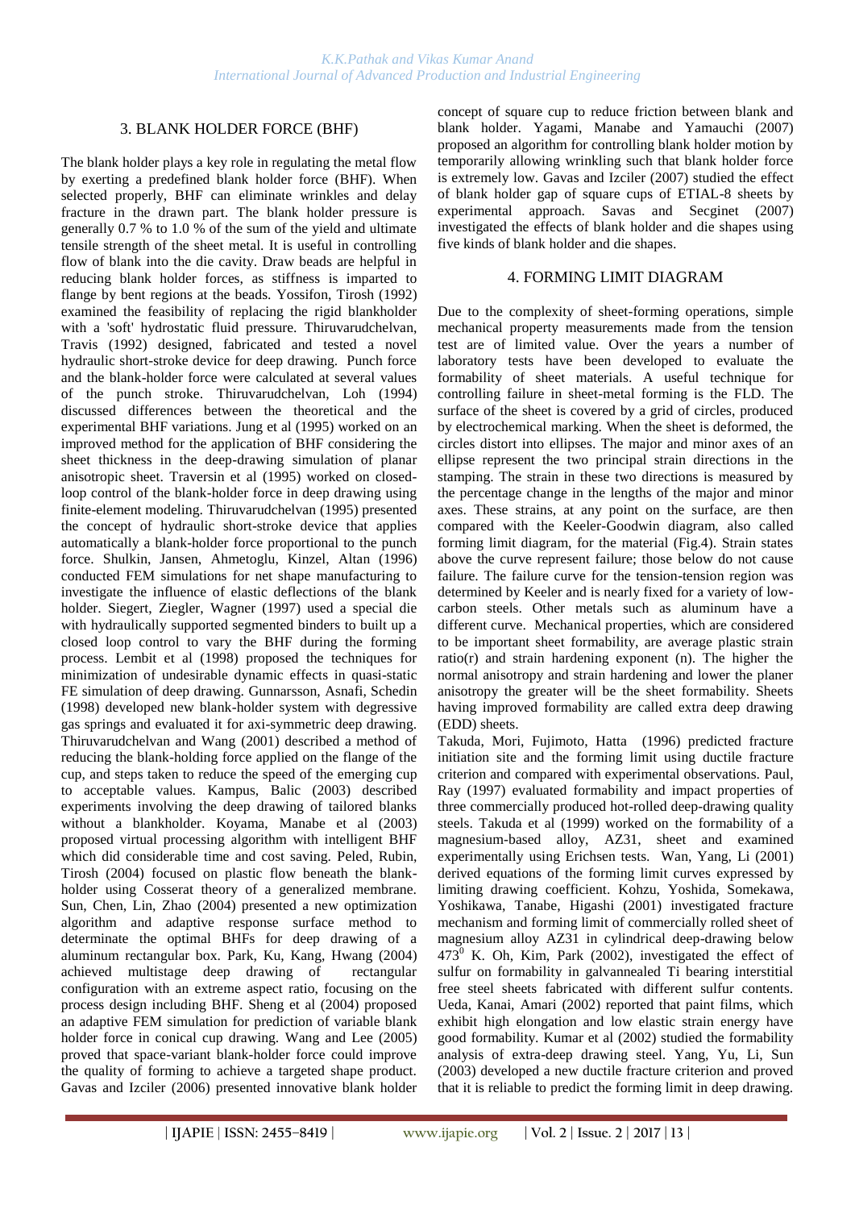## 3. BLANK HOLDER FORCE (BHF)

The blank holder plays a key role in regulating the metal flow by exerting a predefined blank holder force (BHF). When selected properly, BHF can eliminate wrinkles and delay fracture in the drawn part. The blank holder pressure is generally 0.7 % to 1.0 % of the sum of the yield and ultimate tensile strength of the sheet metal. It is useful in controlling flow of blank into the die cavity. Draw beads are helpful in reducing blank holder forces, as stiffness is imparted to flange by bent regions at the beads. Yossifon, Tirosh (1992) examined the feasibility of replacing the rigid blankholder with a 'soft' hydrostatic fluid pressure. Thiruvarudchelvan, Travis (1992) designed, fabricated and tested a novel hydraulic short-stroke device for deep drawing. Punch force and the blank-holder force were calculated at several values of the punch stroke. Thiruvarudchelvan, Loh (1994) discussed differences between the theoretical and the experimental BHF variations. Jung et al (1995) worked on an improved method for the application of BHF considering the sheet thickness in the deep-drawing simulation of planar anisotropic sheet. Traversin et al (1995) worked on closed-loop control of the blank-holder force in deep drawing using finite-element modeling. Thiruvarudchelvan (1995) presented the concept of hydraulic short-stroke device that applies automatically a blank-holder force proportional to the punch force. Shulkin, Jansen, Ahmetoglu, Kinzel, Altan (1996) conducted FEM simulations for net shape manufacturing to investigate the influence of elastic deflections of the blank holder. Siegert, Ziegler, Wagner (1997) used a special die with hydraulically supported segmented binders to built up a closed loop control to vary the BHF during the forming process. Lembit et al (1998) proposed the techniques for minimization of undesirable dynamic effects in quasi-static FE simulation of deep drawing. Gunnarsson, Asnafi, Schedin (1998) developed new blank-holder system with degressive gas springs and evaluated it for axi-symmetric deep drawing. Thiruvarudchelvan and Wang (2001) described a method of reducing the blank-holding force applied on the flange of the cup, and steps taken to reduce the speed of the emerging cup to acceptable values. Kampus, Balic (2003) described experiments involving the deep drawing of tailored blanks without a blankholder. Koyama, Manabe et al (2003) proposed virtual processing algorithm with intelligent BHF which did considerable time and cost saving. Peled, Rubin, Tirosh (2004) focused on plastic flow beneath the blank-holder using Cosserat theory of a generalized membrane. Sun, Chen, Lin, Zhao (2004) presented a new optimization algorithm and adaptive response surface method to determinate the optimal BHFs for deep drawing of a aluminum rectangular box. Park, Ku, Kang, Hwang (2004) achieved multistage deep drawing of rectangular configuration with an extreme aspect ratio, focusing on the process design including BHF. Sheng et al (2004) proposed an adaptive FEM simulation for prediction of variable blank holder force in conical cup drawing. Wang and Lee (2005) proved that space-variant blank-holder force could improve the quality of forming to achieve a targeted shape product. Gavas and Izciler (2006) presented innovative blank holder concept of square cup to reduce friction between blank and blank holder. Yagami, Manabe and Yamauchi (2007) proposed an algorithm for controlling blank holder motion by temporarily allowing wrinkling such that blank holder force is extremely low. Gavas and Izciler (2007) studied the effect of blank holder gap of square cups of ETIAL-8 sheets by experimental approach. Savas and Secginet (2007) investigated the effects of blank holder and die shapes using five kinds of blank holder and die shapes.

## 4. FORMING LIMIT DIAGRAM

Due to the complexity of sheet-forming operations, simple mechanical property measurements made from the tension test are of limited value. Over the years a number of laboratory tests have been developed to evaluate the formability of sheet materials. A useful technique for controlling failure in sheet-metal forming is the FLD. The surface of the sheet is covered by a grid of circles, produced by electrochemical marking. When the sheet is deformed, the circles distort into ellipses. The major and minor axes of an ellipse represent the two principal strain directions in the stamping. The strain in these two directions is measured by the percentage change in the lengths of the major and minor axes. These strains, at any point on the surface, are then compared with the Keeler-Goodwin diagram, also called forming limit diagram, for the material (Fig.4). Strain states above the curve represent failure; those below do not cause failure. The failure curve for the tension-tension region was determined by Keeler and is nearly fixed for a variety of low-carbon steels. Other metals such as aluminum have a different curve. Mechanical properties, which are considered to be important sheet formability, are average plastic strain ratio(r) and strain hardening exponent (n). The higher the normal anisotropy and strain hardening and lower the planer anisotropy the greater will be the sheet formability. Sheets having improved formability are called extra deep drawing (EDD) sheets.

Takuda, Mori, Fujimoto, Hatta (1996) predicted fracture initiation site and the forming limit using ductile fracture criterion and compared with experimental observations. Paul, Ray (1997) evaluated formability and impact properties of three commercially produced hot-rolled deep-drawing quality steels. Takuda et al (1999) worked on the formability of a magnesium-based alloy, AZ31, sheet and examined experimentally using Erichsen tests. Wan, Yang, Li (2001) derived equations of the forming limit curves expressed by limiting drawing coefficient. Kohzu, Yoshida, Somekawa, Yoshikawa, Tanabe, Higashi (2001) investigated fracture mechanism and forming limit of commercially rolled sheet of magnesium alloy AZ31 in cylindrical deep-drawing below $473^0$ K. Oh, Kim, Park (2002), investigated the effect of sulfur on formability in galvannealed Ti bearing interstitial free steel sheets fabricated with different sulfur contents. Ueda, Kanai, Amari (2002) reported that paint films, which exhibit high elongation and low elastic strain energy have good formability. Kumar et al (2002) studied the formability analysis of extra-deep drawing steel. Yang, Yu, Li, Sun (2003) developed a new ductile fracture criterion and proved that it is reliable to predict the forming limit in deep drawing.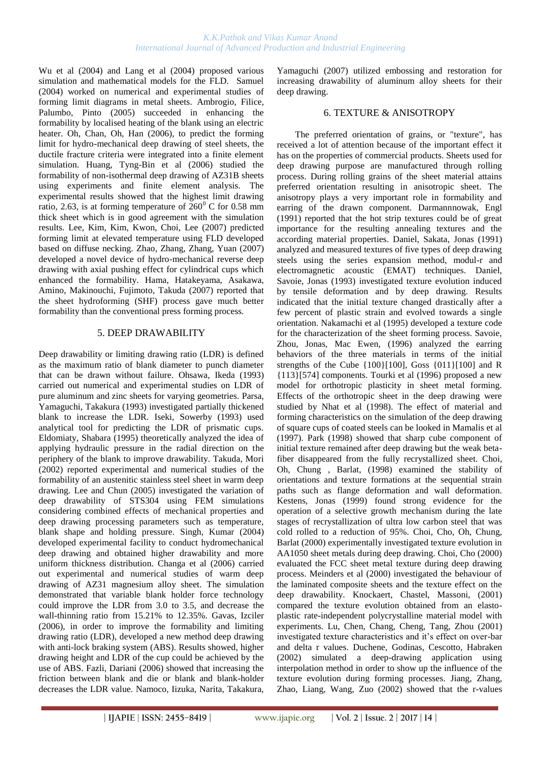Wu et al (2004) and Lang et al (2004) proposed various simulation and mathematical models for the FLD. Samuel (2004) worked on numerical and experimental studies of forming limit diagrams in metal sheets. Ambrogio, Filice, Palumbo, Pinto (2005) succeeded in enhancing the formability by localised heating of the blank using an electric heater. Oh, Chan, Oh, Han (2006), to predict the forming limit for hydro-mechanical deep drawing of steel sheets, the ductile fracture criteria were integrated into a finite element simulation. Huang, Tyng-Bin et al (2006) studied the formability of non-isothermal deep drawing of AZ31B sheets using experiments and finite element analysis. The experimental results showed that the highest limit drawing ratio, 2.63, is at forming temperature of $260^0$ C for 0.58 mm thick sheet which is in good agreement with the simulation results. Lee, Kim, Kim, Kwon, Choi, Lee (2007) predicted forming limit at elevated temperature using FLD developed based on diffuse necking. Zhao, Zhang, Zhang, Yuan (2007) developed a novel device of hydro-mechanical reverse deep drawing with axial pushing effect for cylindrical cups which enhanced the formability. Hama, Hatakeyama, Asakawa, Amino, Makinouchi, Fujimoto, Takuda (2007) reported that the sheet hydroforming (SHF) process gave much better formability than the conventional press forming process.

## 5. DEEP DRAWABILITY

Deep drawability or limiting drawing ratio (LDR) is defined as the maximum ratio of blank diameter to punch diameter that can be drawn without failure. Ohsawa, Ikeda (1993) carried out numerical and experimental studies on LDR of pure aluminum and zinc sheets for varying geometries. Parsa, Yamaguchi, Takakura (1993) investigated partially thickened blank to increase the LDR. Iseki, Sowerby (1993) used analytical tool for predicting the LDR of prismatic cups. Eldomiaty, Shabara (1995) theoretically analyzed the idea of applying hydraulic pressure in the radial direction on the periphery of the blank to improve drawability. Takuda, Mori (2002) reported experimental and numerical studies of the formability of an austenitic stainless steel sheet in warm deep drawing. Lee and Chun (2005) investigated the variation of deep drawability of STS304 using FEM simulations considering combined effects of mechanical properties and deep drawing processing parameters such as temperature, blank shape and holding pressure. Singh, Kumar (2004) developed experimental facility to conduct hydromechanical deep drawing and obtained higher drawability and more uniform thickness distribution. Changa et al (2006) carried out experimental and numerical studies of warm deep drawing of AZ31 magnesium alloy sheet. The simulation demonstrated that variable blank holder force technology could improve the LDR from 3.0 to 3.5, and decrease the wall-thinning ratio from 15.21% to 12.35%. Gavas, Izciler (2006), in order to improve the formability and limiting drawing ratio (LDR), developed a new method deep drawing with anti-lock braking system (ABS). Results showed, higher drawing height and LDR of the cup could be achieved by the use of ABS. Fazli, Dariani (2006) showed that increasing the friction between blank and die or blank and blank-holder decreases the LDR value. Namoco, Iizuka, Narita, Takakura, Yamaguchi (2007) utilized embossing and restoration for increasing drawability of aluminum alloy sheets for their deep drawing.

## 6. TEXTURE & ANISOTROPY

The preferred orientation of grains, or "texture", has received a lot of attention because of the important effect it has on the properties of commercial products. Sheets used for deep drawing purpose are manufactured through rolling process. During rolling grains of the sheet material attains preferred orientation resulting in anisotropic sheet. The anisotropy plays a very important role in formability and earring of the drawn component. Darmannnowak, Engl (1991) reported that the hot strip textures could be of great importance for the resulting annealing textures and the according material properties. Daniel, Sakata, Jonas (1991) analyzed and measured textures of five types of deep drawing steels using the series expansion method, modul-r and electromagnetic acoustic (EMAT) techniques. Daniel, Savoie, Jonas (1993) investigated texture evolution induced by tensile deformation and by deep drawing. Results indicated that the initial texture changed drastically after a few percent of plastic strain and evolved towards a single orientation. Nakamachi et al (1995) developed a texture code for the characterization of the sheet forming process. Savoie, Zhou, Jonas, Mac Ewen, (1996) analyzed the earring behaviors of the three materials in terms of the initial strengths of the Cube {100}[100], Goss {011}[100] and R {113}[574] components. Tourki et al (1996) proposed a new model for orthotropic plasticity in sheet metal forming. Effects of the orthotropic sheet in the deep drawing were studied by Nhat et al (1998). The effect of material and forming characteristics on the simulation of the deep drawing of square cups of coated steels can be looked in Mamalis et al (1997). Park (1998) showed that sharp cube component of initial texture remained after deep drawing but the weak beta-fiber disappeared from the fully recrystallized sheet. Choi, Oh, Chung , Barlat, (1998) examined the stability of orientations and texture formations at the sequential strain paths such as flange deformation and wall deformation. Kestens, Jonas (1999) found strong evidence for the operation of a selective growth mechanism during the late stages of recrystallization of ultra low carbon steel that was cold rolled to a reduction of 95%. Choi, Cho, Oh, Chung, Barlat (2000) experimentally investigated texture evolution in AA1050 sheet metals during deep drawing. Choi, Cho (2000) evaluated the FCC sheet metal texture during deep drawing process. Meinders et al (2000) investigated the behaviour of the laminated composite sheets and the texture effect on the deep drawability. Knockaert, Chastel, Massoni, (2001) compared the texture evolution obtained from an elasto-plastic rate-independent polycrystalline material model with experiments. Lu, Chen, Chang, Cheng, Tang, Zhou (2001) investigated texture characteristics and it's effect on over-bar and delta r values. Duchene, Godinas, Cescotto, Habraken (2002) simulated a deep-drawing application using interpolation method in order to show up the influence of the texture evolution during forming processes. Jiang, Zhang, Zhao, Liang, Wang, Zuo (2002) showed that the r-values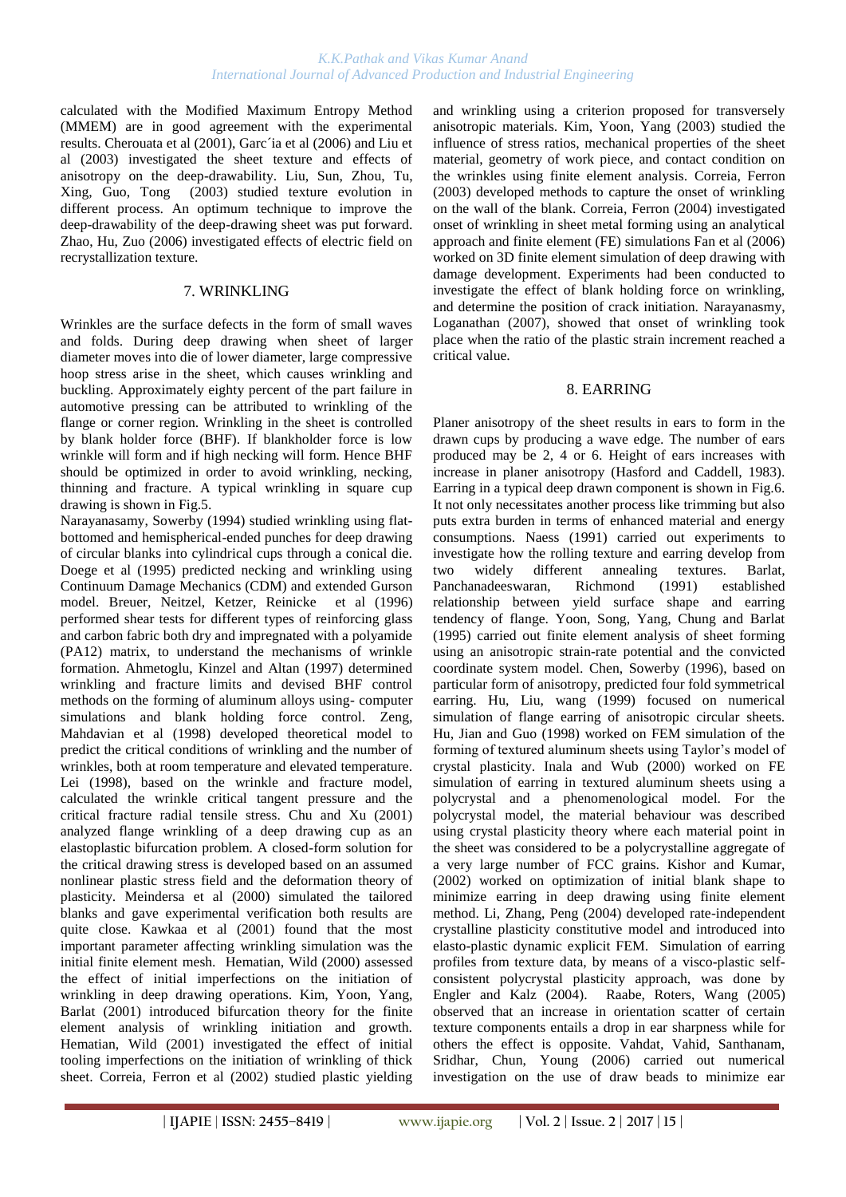calculated with the Modified Maximum Entropy Method (MMEM) are in good agreement with the experimental results. Cherouata et al (2001), Garc´ia et al (2006) and Liu et al (2003) investigated the sheet texture and effects of anisotropy on the deep-drawability. Liu, Sun, Zhou, Tu, Xing, Guo, Tong (2003) studied texture evolution in different process. An optimum technique to improve the deep-drawability of the deep-drawing sheet was put forward. Zhao, Hu, Zuo (2006) investigated effects of electric field on recrystallization texture.

## 7. WRINKLING

Wrinkles are the surface defects in the form of small waves and folds. During deep drawing when sheet of larger diameter moves into die of lower diameter, large compressive hoop stress arise in the sheet, which causes wrinkling and buckling. Approximately eighty percent of the part failure in automotive pressing can be attributed to wrinkling of the flange or corner region. Wrinkling in the sheet is controlled by blank holder force (BHF). If blankholder force is low wrinkle will form and if high necking will form. Hence BHF should be optimized in order to avoid wrinkling, necking, thinning and fracture. A typical wrinkling in square cup drawing is shown in Fig.5.

Narayanasamy, Sowerby (1994) studied wrinkling using flat-bottomed and hemispherical-ended punches for deep drawing of circular blanks into cylindrical cups through a conical die. Doege et al (1995) predicted necking and wrinkling using Continuum Damage Mechanics (CDM) and extended Gurson model. Breuer, Neitzel, Ketzer, Reinicke et al (1996) performed shear tests for different types of reinforcing glass and carbon fabric both dry and impregnated with a polyamide (PA12) matrix, to understand the mechanisms of wrinkle formation. Ahmetoglu, Kinzel and Altan (1997) determined wrinkling and fracture limits and devised BHF control methods on the forming of aluminum alloys using- computer simulations and blank holding force control. Zeng, Mahdavian et al (1998) developed theoretical model to predict the critical conditions of wrinkling and the number of wrinkles, both at room temperature and elevated temperature. Lei (1998), based on the wrinkle and fracture model, calculated the wrinkle critical tangent pressure and the critical fracture radial tensile stress. Chu and Xu (2001) analyzed flange wrinkling of a deep drawing cup as an elastoplastic bifurcation problem. A closed-form solution for the critical drawing stress is developed based on an assumed nonlinear plastic stress field and the deformation theory of plasticity. Meindersa et al (2000) simulated the tailored blanks and gave experimental verification both results are quite close. Kawkaa et al (2001) found that the most important parameter affecting wrinkling simulation was the initial finite element mesh. Hematian, Wild (2000) assessed the effect of initial imperfections on the initiation of wrinkling in deep drawing operations. Kim, Yoon, Yang, Barlat (2001) introduced bifurcation theory for the finite element analysis of wrinkling initiation and growth. Hematian, Wild (2001) investigated the effect of initial tooling imperfections on the initiation of wrinkling of thick sheet. Correia, Ferron et al (2002) studied plastic yielding and wrinkling using a criterion proposed for transversely anisotropic materials. Kim, Yoon, Yang (2003) studied the influence of stress ratios, mechanical properties of the sheet material, geometry of work piece, and contact condition on the wrinkles using finite element analysis. Correia, Ferron (2003) developed methods to capture the onset of wrinkling on the wall of the blank. Correia, Ferron (2004) investigated onset of wrinkling in sheet metal forming using an analytical approach and finite element (FE) simulations Fan et al (2006) worked on 3D finite element simulation of deep drawing with damage development. Experiments had been conducted to investigate the effect of blank holding force on wrinkling, and determine the position of crack initiation. Narayanasmy, Loganathan (2007), showed that onset of wrinkling took place when the ratio of the plastic strain increment reached a critical value.

## 8. EARRING

Planer anisotropy of the sheet results in ears to form in the drawn cups by producing a wave edge. The number of ears produced may be 2, 4 or 6. Height of ears increases with increase in planer anisotropy (Hasford and Caddell, 1983). Earring in a typical deep drawn component is shown in Fig.6. It not only necessitates another process like trimming but also puts extra burden in terms of enhanced material and energy consumptions. Naess (1991) carried out experiments to investigate how the rolling texture and earring develop from two widely different annealing textures. Barlat, Panchanadeeswaran, Richmond (1991) established relationship between yield surface shape and earring tendency of flange. Yoon, Song, Yang, Chung and Barlat (1995) carried out finite element analysis of sheet forming using an anisotropic strain-rate potential and the convicted coordinate system model. Chen, Sowerby (1996), based on particular form of anisotropy, predicted four fold symmetrical earring. Hu, Liu, wang (1999) focused on numerical simulation of flange earring of anisotropic circular sheets. Hu, Jian and Guo (1998) worked on FEM simulation of the forming of textured aluminum sheets using Taylor's model of crystal plasticity. Inala and Wub (2000) worked on FEM simulation of earring in textured aluminum sheets using a polycrystal and a phenomenological model. For the polycrystal model, the material behaviour was described using crystal plasticity theory where each material point in the sheet was considered to be a polycrystalline aggregate of a very large number of FCC grains. Kishor and Kumar, (2002) worked on optimization of initial blank shape to minimize earring in deep drawing using finite element method. Li, Zhang, Peng (2004) developed rate-independent crystalline plasticity constitutive model and introduced into elasto-plastic dynamic explicit FEM. Simulation of earring profiles from texture data, by means of a visco-plastic self-consistent polycrystal plasticity approach, was done by Engler and Kalz (2004). Raabe, Roters, Wang (2005) observed that an increase in orientation scatter of certain texture components entails a drop in ear sharpness while for others the effect is opposite. Vahdat, Vahid, Santhanam, Sridhar, Chun, Young (2006) carried out numerical investigation on the use of draw beads to minimize ear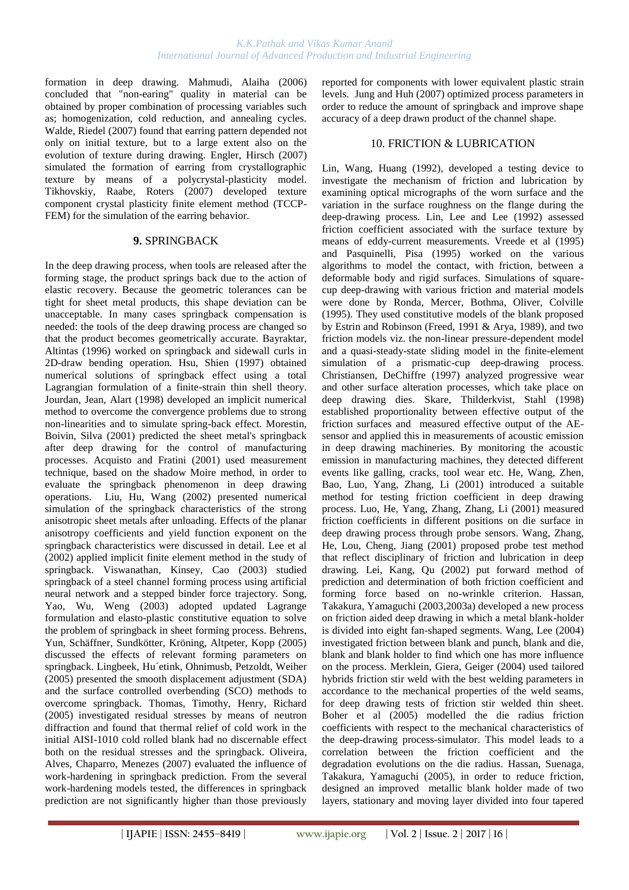formation in deep drawing. Mahmudi, Alaiha (2006) concluded that "non-earing" quality in material can be obtained by proper combination of processing variables such as; homogenization, cold reduction, and annealing cycles. Walde, Riedel (2007) found that earring pattern depended not only on initial texture, but to a large extent also on the evolution of texture during drawing. Engler, Hirsch (2007) simulated the formation of earring from crystallographic texture by means of a polycrystal-plasticity model. Tikhovskiy, Raabe, Roters (2007) developed texture component crystal plasticity finite element method (TCCP-FEM) for the simulation of the earring behavior.

## 9. SPRINGBACK

In the deep drawing process, when tools are released after the forming stage, the product springs back due to the action of elastic recovery. Because the geometric tolerances can be tight for sheet metal products, this shape deviation can be unacceptable. In many cases springback compensation is needed: the tools of the deep drawing process are changed so that the product becomes geometrically accurate. Bayraktar, Altintas (1996) worked on springback and sidewall curls in 2D-draw bending operation. Hsu, Shien (1997) obtained numerical solutions of springback effect using a total Lagrangian formulation of a finite-strain thin shell theory. Jourdan, Jean, Alart (1998) developed an implicit numerical method to overcome the convergence problems due to strong non-linearities and to simulate spring-back effect. Morestin, Boivin, Silva (2001) predicted the sheet metal's springback after deep drawing for the control of manufacturing processes. Acquisto and Fratini (2001) used measurement technique, based on the shadow Moire method, in order to evaluate the springback phenomenon in deep drawing operations. Liu, Hu, Wang (2002) presented numerical simulation of the springback characteristics of the strong anisotropic sheet metals after unloading. Effects of the planar anisotropy coefficients and yield function exponent on the springback characteristics were discussed in detail. Lee et al (2002) applied implicit finite element method in the study of springback. Viswanathan, Kinsey, Cao (2003) studied springback of a steel channel forming process using artificial neural network and a stepped binder force trajectory. Song, Yao, Wu, Weng (2003) adopted updated Lagrange formulation and elasto-plastic constitutive equation to solve the problem of springback in sheet forming process. Behrens, Yun, Schäffner, Sundkötter, Kröning, Altpeter, Kopp (2005) discussed the effects of relevant forming parameters on springback. Lingbeek, Hu´etink, Ohnimusb, Petzoldt, Weiher (2005) presented the smooth displacement adjustment (SDA) and the surface controlled overbending (SCO) methods to overcome springback. Thomas, Timothy, Henry, Richard (2005) investigated residual stresses by means of neutron diffraction and found that thermal relief of cold work in the initial AISI-1010 cold rolled blank had no discernable effect both on the residual stresses and the springback. Oliveira, Alves, Chaparro, Menezes (2007) evaluated the influence of work-hardening in springback prediction. From the several work-hardening models tested, the differences in springback prediction are not significantly higher than those previously reported for components with lower equivalent plastic strain levels. Jung and Huh (2007) optimized process parameters in order to reduce the amount of springback and improve shape accuracy of a deep drawn product of the channel shape.

## 10. FRICTION & LUBRICATION

Lin, Wang, Huang (1992), developed a testing device to investigate the mechanism of friction and lubrication by examining optical micrographs of the worn surface and the variation in the surface roughness on the flange during the deep-drawing process. Lin, Lee and Lee (1992) assessed friction coefficient associated with the surface texture by means of eddy-current measurements. Vreede et al (1995) and Pasquinelli, Pisa (1995) worked on the various algorithms to model the contact, with friction, between a deformable body and rigid surfaces. Simulations of square-cup deep-drawing with various friction and material models were done by Ronda, Mercer, Bothma, Oliver, Colville (1995). They used constitutive models of the blank proposed by Estrin and Robinson (Freed, 1991 & Arya, 1989), and two friction models viz. the non-linear pressure-dependent model and a quasi-steady-state sliding model in the finite-element simulation of a prismatic-cup deep-drawing process. Christiansen, DeChiffre (1997) analyzed progressive wear and other surface alteration processes, which take place on deep drawing dies. Skare, Thilderkvist, Stahl (1998) established proportionality between effective output of the friction surfaces and measured effective output of the AE-sensor and applied this in measurements of acoustic emission in deep drawing machineries. By monitoring the acoustic emission in manufacturing machines, they detected different events like galling, cracks, tool wear etc. He, Wang, Zhen, Bao, Luo, Yang, Zhang, Li (2001) introduced a suitable method for testing friction coefficient in deep drawing process. Luo, He, Yang, Zhang, Zhang, Li (2001) measured friction coefficients in different positions on die surface in deep drawing process through probe sensors. Wang, Zhang, He, Lou, Cheng, Jiang (2001) proposed probe test method that reflect disciplinary of friction and lubrication in deep drawing. Lei, Kang, Qu (2002) put forward method of prediction and determination of both friction coefficient and forming force based on no-wrinkle criterion. Hassan, Takakura, Yamaguchi (2003,2003a) developed a new process on friction aided deep drawing in which a metal blank-holder is divided into eight fan-shaped segments. Wang, Lee (2004) investigated friction between blank and punch, blank and die, blank and blank holder to find which one has more influence on the process. Merklein, Giera, Geiger (2004) used tailored hybrids friction stir weld with the best welding parameters in accordance to the mechanical properties of the weld seams, for deep drawing tests of friction stir welded thin sheet. Boher et al (2005) modelled the die radius friction coefficients with respect to the mechanical characteristics of the deep-drawing process-simulator. This model leads to a correlation between the friction coefficient and the degradation evolutions on the die radius. Hassan, Suenaga, Takakura, Yamaguchi (2005), in order to reduce friction, designed an improved metallic blank holder made of two layers, stationary and moving layer divided into four tapered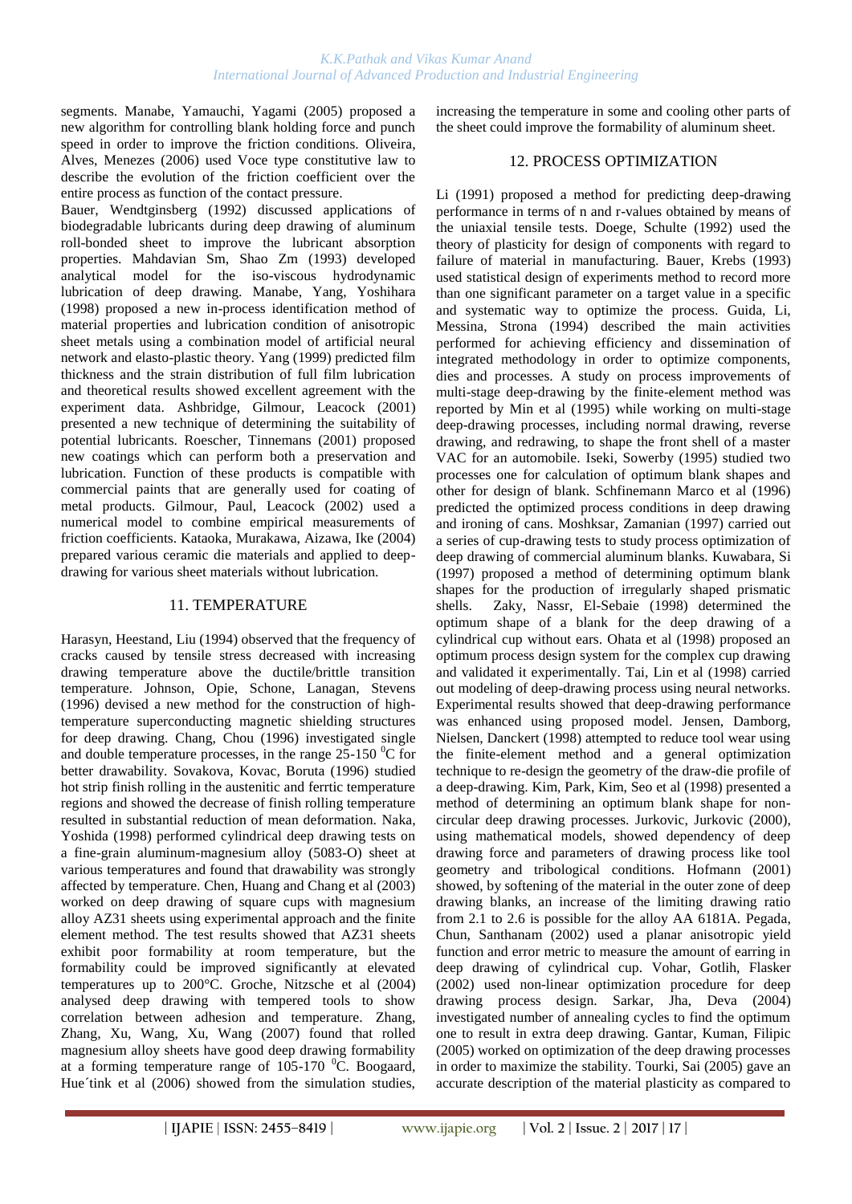segments. Manabe, Yamauchi, Yagami (2005) proposed a new algorithm for controlling blank holding force and punch speed in order to improve the friction conditions. Oliveira, Alves, Menezes (2006) used Voce type constitutive law to describe the evolution of the friction coefficient over the entire process as function of the contact pressure.

Bauer, Wendtginsberg (1992) discussed applications of biodegradable lubricants during deep drawing of aluminum roll-bonded sheet to improve the lubricant absorption properties. Mahdavian Sm, Shao Zm (1993) developed analytical model for the iso-viscous hydrodynamic lubrication of deep drawing. Manabe, Yang, Yoshihara (1998) proposed a new in-process identification method of material properties and lubrication condition of anisotropic sheet metals using a combination model of artificial neural network and elasto-plastic theory. Yang (1999) predicted film thickness and the strain distribution of full film lubrication and theoretical results showed excellent agreement with the experiment data. Ashbridge, Gilmour, Leacock (2001) presented a new technique of determining the suitability of potential lubricants. Roescher, Tinnemans (2001) proposed new coatings which can perform both a preservation and lubrication. Function of these products is compatible with commercial paints that are generally used for coating of metal products. Gilmour, Paul, Leacock (2002) used a numerical model to combine empirical measurements of friction coefficients. Kataoka, Murakawa, Aizawa, Ike (2004) prepared various ceramic die materials and applied to deep-drawing for various sheet materials without lubrication.

## 11. TEMPERATURE

Harasyn, Heestand, Liu (1994) observed that the frequency of cracks caused by tensile stress decreased with increasing drawing temperature above the ductile/brittle transition temperature. Johnson, Opie, Schone, Lanagan, Stevens (1996) devised a new method for the construction of high-temperature superconducting magnetic shielding structures for deep drawing. Chang, Chou (1996) investigated single and double temperature processes, in the range 25-150 $^0$C for better drawability. Sovakova, Kovac, Boruta (1996) studied hot strip finish rolling in the austenitic and ferrtic temperature regions and showed the decrease of finish rolling temperature resulted in substantial reduction of mean deformation. Naka, Yoshida (1998) performed cylindrical deep drawing tests on a fine-grain aluminum-magnesium alloy (5083-O) sheet at various temperatures and found that drawability was strongly affected by temperature. Chen, Huang and Chang et al (2003) worked on deep drawing of square cups with magnesium alloy AZ31 sheets using experimental approach and the finite element method. The test results showed that AZ31 sheets exhibit poor formability at room temperature, but the formability could be improved significantly at elevated temperatures up to 200°C. Groche, Nitzsche et al (2004) analysed deep drawing with tempered tools to show correlation between adhesion and temperature. Zhang, Zhang, Xu, Wang, Xu, Wang (2007) found that rolled magnesium alloy sheets have good deep drawing formability at a forming temperature range of 105-170 $^0$C. Boogaard, Hue´tink et al (2006) showed from the simulation studies, increasing the temperature in some and cooling other parts of the sheet could improve the formability of aluminum sheet.

## 12. PROCESS OPTIMIZATION

Li (1991) proposed a method for predicting deep-drawing performance in terms of n and r-values obtained by means of the uniaxial tensile tests. Doege, Schulte (1992) used the theory of plasticity for design of components with regard to failure of material in manufacturing. Bauer, Krebs (1993) used statistical design of experiments method to record more than one significant parameter on a target value in a specific and systematic way to optimize the process. Guida, Li, Messina, Strona (1994) described the main activities performed for achieving efficiency and dissemination of integrated methodology in order to optimize components, dies and processes. A study on process improvements of multi-stage deep-drawing by the finite-element method was reported by Min et al (1995) while working on multi-stage deep-drawing processes, including normal drawing, reverse drawing, and redrawing, to shape the front shell of a master VAC for an automobile. Iseki, Sowerby (1995) studied two processes one for calculation of optimum blank shapes and other for design of blank. Schfinemann Marco et al (1996) predicted the optimized process conditions in deep drawing and ironing of cans. Moshksar, Zamanian (1997) carried out a series of cup-drawing tests to study process optimization of deep drawing of commercial aluminum blanks. Kuwabara, Si (1997) proposed a method of determining optimum blank shapes for the production of irregularly shaped prismatic shells. Zaky, Nassr, El-Sebaie (1998) determined the optimum shape of a blank for the deep drawing of a cylindrical cup without ears. Ohata et al (1998) proposed an optimum process design system for the complex cup drawing and validated it experimentally. Tai, Lin et al (1998) carried out modeling of deep-drawing process using neural networks. Experimental results showed that deep-drawing performance was enhanced using proposed model. Jensen, Damborg, Nielsen, Danckert (1998) attempted to reduce tool wear using the finite-element method and a general optimization technique to re-design the geometry of the draw-die profile of a deep-drawing. Kim, Park, Kim, Seo et al (1998) presented a method of determining an optimum blank shape for non-circular deep drawing processes. Jurkovic, Jurkovic (2000), using mathematical models, showed dependency of deep drawing force and parameters of drawing process like tool geometry and tribological conditions. Hofmann (2001) showed, by softening of the material in the outer zone of deep drawing blanks, an increase of the limiting drawing ratio from 2.1 to 2.6 is possible for the alloy AA 6181A. Pegada, Chun, Santhanam (2002) used a planar anisotropic yield function and error metric to measure the amount of earring in deep drawing of cylindrical cup. Vohar, Gotlih, Flasker (2002) used non-linear optimization procedure for deep drawing process design. Sarkar, Jha, Deva (2004) investigated number of annealing cycles to find the optimum one to result in extra deep drawing. Gantar, Kuman, Filipic (2005) worked on optimization of the deep drawing processes in order to maximize the stability. Tourki, Sai (2005) gave an accurate description of the material plasticity as compared to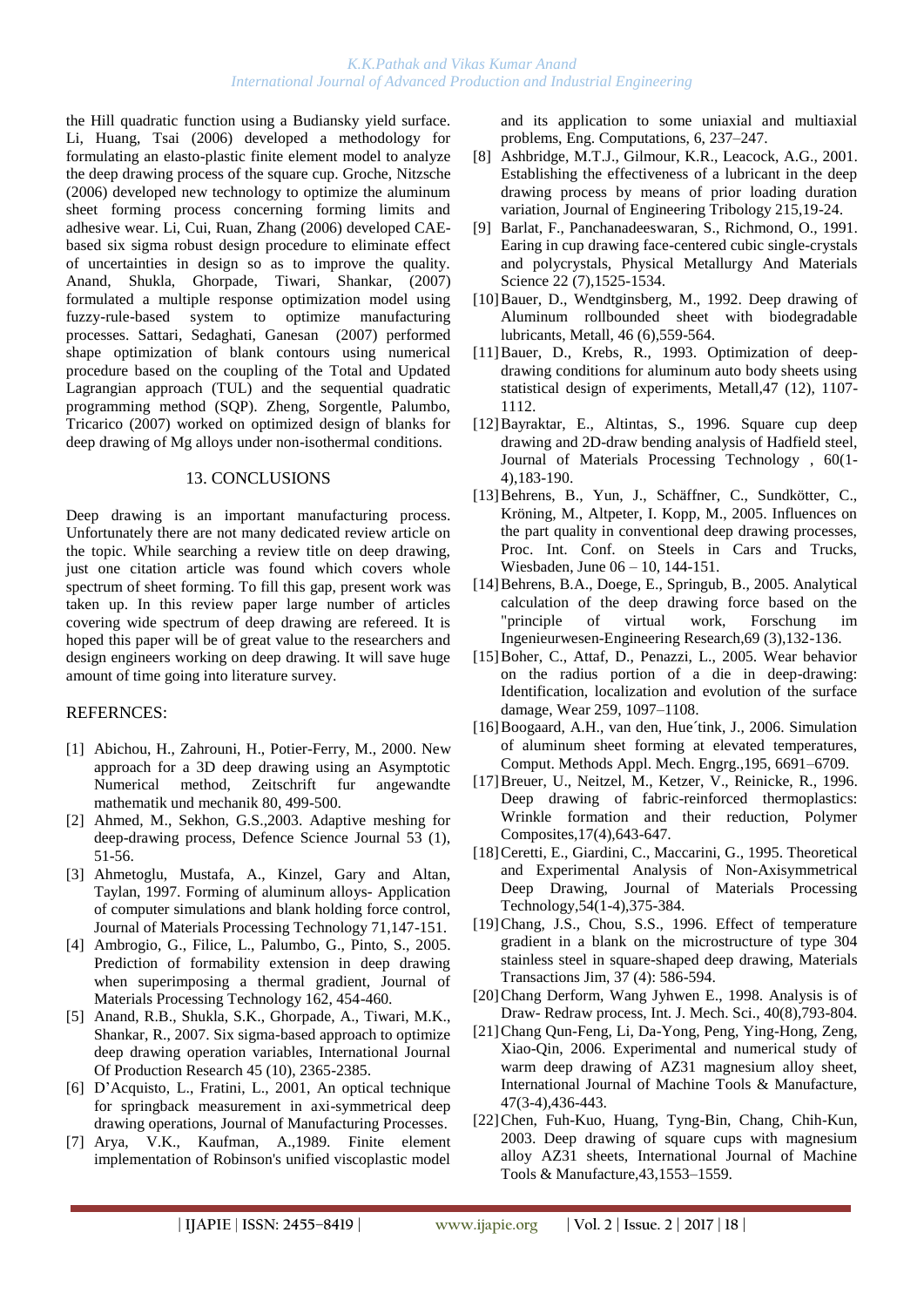the Hill quadratic function using a Budiansky yield surface. Li, Huang, Tsai (2006) developed a methodology for formulating an elasto-plastic finite element model to analyze the deep drawing process of the square cup. Groche, Nitzsche (2006) developed new technology to optimize the aluminum sheet forming process concerning forming limits and adhesive wear. Li, Cui, Ruan, Zhang (2006) developed CAE-based six sigma robust design procedure to eliminate effect of uncertainties in design so as to improve the quality. Anand, Shukla, Ghorpade, Tiwari, Shankar, (2007) formulated a multiple response optimization model using fuzzy-rule-based system to optimize manufacturing processes. Sattari, Sedaghati, Ganesan (2007) performed shape optimization of blank contours using numerical procedure based on the coupling of the Total and Updated Lagrangian approach (TUL) and the sequential quadratic programming method (SQP). Zheng, Sorgentle, Palumbo, Tricarico (2007) worked on optimized design of blanks for deep drawing of Mg alloys under non-isothermal conditions.

## 13. CONCLUSIONS

Deep drawing is an important manufacturing process. Unfortunately there are not many dedicated review article on the topic. While searching a review title on deep drawing, just one citation article was found which covers whole spectrum of sheet forming. To fill this gap, present work was taken up. In this review paper large number of articles covering wide spectrum of deep drawing are refereed. It is hoped this paper will be of great value to the researchers and design engineers working on deep drawing. It will save huge amount of time going into literature survey.

## REFERNCES:

[1] Abichou, H., Zahrouni, H., Potier-Ferry, M., 2000. New approach for a 3D deep drawing using an Asymptotic Numerical method, Zeitschrift fur angewandte mathematik und mechanik 80, 499-500.

[2] Ahmed, M., Sekhon, G.S.,2003. Adaptive meshing for deep-drawing process, Defence Science Journal 53 (1), 51-56.

[3] Ahmetoglu, Mustafa, A., Kinzel, Gary and Altan, Taylan, 1997. Forming of aluminum alloys- Application of computer simulations and blank holding force control, Journal of Materials Processing Technology 71,147-151.

[4] Ambrogio, G., Filice, L., Palumbo, G., Pinto, S., 2005. Prediction of formability extension in deep drawing when superimposing a thermal gradient, Journal of Materials Processing Technology 162, 454-460.

[5] Anand, R.B., Shukla, S.K., Ghorpade, A., Tiwari, M.K., Shankar, R., 2007. Six sigma-based approach to optimize deep drawing operation variables, International Journal Of Production Research 45 (10), 2365-2385.

[6] D'Acquisto, L., Fratini, L., 2001, An optical technique for springback measurement in axi-symmetrical deep drawing operations, Journal of Manufacturing Processes.

[7] Arya, V.K., Kaufman, A.,1989. Finite element implementation of Robinson's unified viscoplastic model and its application to some uniaxial and multiaxial problems, Eng. Computations, 6, 237–247.

[8] Ashbridge, M.T.J., Gilmour, K.R., Leacock, A.G., 2001. Establishing the effectiveness of a lubricant in the deep drawing process by means of prior loading duration variation, Journal of Engineering Tribology 215,19-24.

[9] Barlat, F., Panchanadeeswaran, S., Richmond, O., 1991. Earing in cup drawing face-centered cubic single-crystals and polycrystals, Physical Metallurgy And Materials Science 22 (7),1525-1534.

[10] Bauer, D., Wendtginsberg, M., 1992. Deep drawing of Aluminum rollbounded sheet with biodegradable lubricants, Metall, 46 (6),559-564.

[11] Bauer, D., Krebs, R., 1993. Optimization of deep-drawing conditions for aluminum auto body sheets using statistical design of experiments, Metall,47 (12), 1107-1112.

[12] Bayraktar, E., Altintas, S., 1996. Square cup deep drawing and 2D-draw bending analysis of Hadfield steel, Journal of Materials Processing Technology , 60(1-4),183-190.

[13] Behrens, B., Yun, J., Schäffner, C., Sundkötter, C., Kröning, M., Altpeter, I. Kopp, M., 2005. Influences on the part quality in conventional deep drawing processes, Proc. Int. Conf. on Steels in Cars and Trucks, Wiesbaden, June 06 – 10, 144-151.

[14] Behrens, B.A., Doege, E., Springub, B., 2005. Analytical calculation of the deep drawing force based on the "principle of virtual work, Forschung im Ingenieurwesen-Engineering Research,69 (3),132-136.

[15] Boher, C., Attaf, D., Penazzi, L., 2005. Wear behavior on the radius portion of a die in deep-drawing: Identification, localization and evolution of the surface damage, Wear 259, 1097–1108.

[16] Boogaard, A.H., van den, Hue´tink, J., 2006. Simulation of aluminum sheet forming at elevated temperatures, Comput. Methods Appl. Mech. Engrg.,195, 6691–6709.

[17] Breuer, U., Neitzel, M., Ketzer, V., Reinicke, R., 1996. Deep drawing of fabric-reinforced thermoplastics: Wrinkle formation and their reduction, Polymer Composites,17(4),643-647.

[18] Ceretti, E., Giardini, C., Maccarini, G., 1995. Theoretical and Experimental Analysis of Non-Axisymmetrical Deep Drawing, Journal of Materials Processing Technology,54(1-4),375-384.

[19] Chang, J.S., Chou, S.S., 1996. Effect of temperature gradient in a blank on the microstructure of type 304 stainless steel in square-shaped deep drawing, Materials Transactions Jim, 37 (4): 586-594.

[20] Chang Derform, Wang Jyhwen E., 1998. Analysis is of Draw- Redraw process, Int. J. Mech. Sci., 40(8),793-804.

[21] Chang Qun-Feng, Li, Da-Yong, Peng, Ying-Hong, Zeng, Xiao-Qin, 2006. Experimental and numerical study of warm deep drawing of AZ31 magnesium alloy sheet, International Journal of Machine Tools & Manufacture, 47(3-4),436-443.

[22] Chen, Fuh-Kuo, Huang, Tyng-Bin, Chang, Chih-Kun, 2003. Deep drawing of square cups with magnesium alloy AZ31 sheets, International Journal of Machine Tools & Manufacture,43,1553–1559.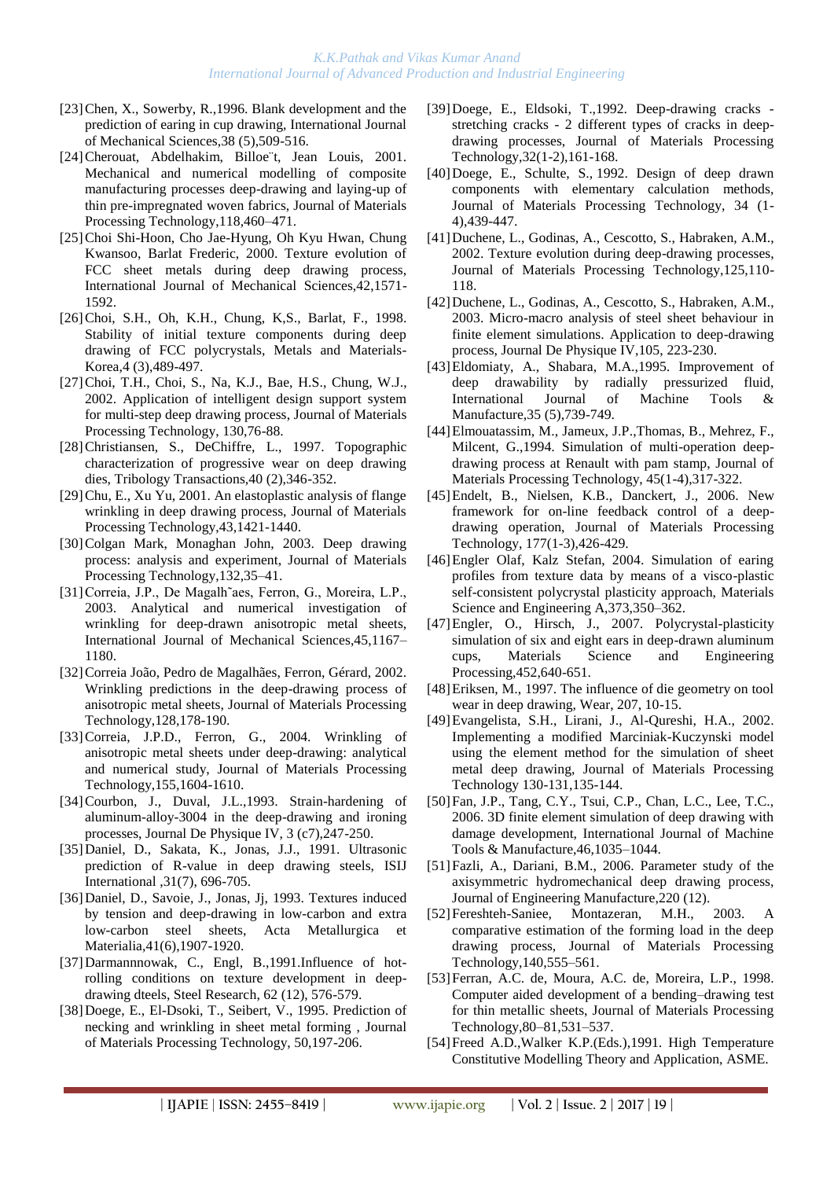[23] Chen, X., Sowerby, R.,1996. Blank development and the prediction of earing in cup drawing, International Journal of Mechanical Sciences,38 (5),509-516.

[24] Cherouat, Abdelhakim, Billoe¨t, Jean Louis, 2001. Mechanical and numerical modelling of composite manufacturing processes deep-drawing and laying-up of thin pre-impregnated woven fabrics, Journal of Materials Processing Technology,118,460–471.

[25] Choi Shi-Hoon, Cho Jae-Hyung, Oh Kyu Hwan, Chung Kwansoo, Barlat Frederic, 2000. Texture evolution of FCC sheet metals during deep drawing process, International Journal of Mechanical Sciences,42,1571-1592.

[26] Choi, S.H., Oh, K.H., Chung, K,S., Barlat, F., 1998. Stability of initial texture components during deep drawing of FCC polycrystals, Metals and Materials-Korea,4 (3),489-497.

[27] Choi, T.H., Choi, S., Na, K.J., Bae, H.S., Chung, W.J., 2002. Application of intelligent design support system for multi-step deep drawing process, Journal of Materials Processing Technology, 130,76-88.

[28] Christiansen, S., DeChiffre, L., 1997. Topographic characterization of progressive wear on deep drawing dies, Tribology Transactions,40 (2),346-352.

[29] Chu, E., Xu Yu, 2001. An elastoplastic analysis of flange wrinkling in deep drawing process, Journal of Materials Processing Technology,43,1421-1440.

[30] Colgan Mark, Monaghan John, 2003. Deep drawing process: analysis and experiment, Journal of Materials Processing Technology,132,35–41.

[31] Correia, J.P., De Magalh˜aes, Ferron, G., Moreira, L.P., 2003. Analytical and numerical investigation of wrinkling for deep-drawn anisotropic metal sheets, International Journal of Mechanical Sciences,45,1167–1180.

[32] Correia João, Pedro de Magalhães, Ferron, Gérard, 2002. Wrinkling predictions in the deep-drawing process of anisotropic metal sheets, Journal of Materials Processing Technology,128,178-190.

[33] Correia, J.P.D., Ferron, G., 2004. Wrinkling of anisotropic metal sheets under deep-drawing: analytical and numerical study, Journal of Materials Processing Technology,155,1604-1610.

[34] Courbon, J., Duval, J.L.,1993. Strain-hardening of aluminum-alloy-3004 in the deep-drawing and ironing processes, Journal De Physique IV, 3 (c7),247-250.

[35] Daniel, D., Sakata, K., Jonas, J.J., 1991. Ultrasonic prediction of R-value in deep drawing steels, ISIJ International ,31(7), 696-705.

[36] Daniel, D., Savoie, J., Jonas, Jj, 1993. Textures induced by tension and deep-drawing in low-carbon and extra low-carbon steel sheets, Acta Metallurgica et Materialia,41(6),1907-1920.

[37] Darmannnowak, C., Engl, B.,1991.Influence of hot-rolling conditions on texture development in deep-drawing dteels, Steel Research, 62 (12), 576-579.

[38] Doege, E., El-Dsoki, T., Seibert, V., 1995. Prediction of necking and wrinkling in sheet metal forming , Journal of Materials Processing Technology, 50,197-206.

[39] Doege, E., Eldsoki, T.,1992. Deep-drawing cracks - stretching cracks - 2 different types of cracks in deep-drawing processes, Journal of Materials Processing Technology,32(1-2),161-168.

[40] Doege, E., Schulte, S., 1992. Design of deep drawn components with elementary calculation methods, Journal of Materials Processing Technology, 34 (1-4),439-447.

[41] Duchene, L., Godinas, A., Cescotto, S., Habraken, A.M., 2002. Texture evolution during deep-drawing processes, Journal of Materials Processing Technology,125,110-118.

[42] Duchene, L., Godinas, A., Cescotto, S., Habraken, A.M., 2003. Micro-macro analysis of steel sheet behaviour in finite element simulations. Application to deep-drawing process, Journal De Physique IV,105, 223-230.

[43] Eldomiaty, A., Shabara, M.A.,1995. Improvement of deep drawability by radially pressurized fluid, International Journal of Machine Tools & Manufacture,35 (5),739-749.

[44] Elmouatassim, M., Jameux, J.P.,Thomas, B., Mehrez, F., Milcent, G.,1994. Simulation of multi-operation deep-drawing process at Renault with pam stamp, Journal of Materials Processing Technology, 45(1-4),317-322.

[45] Endelt, B., Nielsen, K.B., Danckert, J., 2006. New framework for on-line feedback control of a deep-drawing operation, Journal of Materials Processing Technology, 177(1-3),426-429.

[46] Engler Olaf, Kalz Stefan, 2004. Simulation of earing profiles from texture data by means of a visco-plastic self-consistent polycrystal plasticity approach, Materials Science and Engineering A,373,350–362.

[47] Engler, O., Hirsch, J., 2007. Polycrystal-plasticity simulation of six and eight ears in deep-drawn aluminum cups, Materials Science and Engineering Processing,452,640-651.

[48] Eriksen, M., 1997. The influence of die geometry on tool wear in deep drawing, Wear, 207, 10-15.

[49] Evangelista, S.H., Lirani, J., Al-Qureshi, H.A., 2002. Implementing a modified Marciniak-Kuczynski model using the element method for the simulation of sheet metal deep drawing, Journal of Materials Processing Technology 130-131,135-144.

[50] Fan, J.P., Tang, C.Y., Tsui, C.P., Chan, L.C., Lee, T.C., 2006. 3D finite element simulation of deep drawing with damage development, International Journal of Machine Tools & Manufacture,46,1035–1044.

[51] Fazli, A., Dariani, B.M., 2006. Parameter study of the axisymmetric hydromechanical deep drawing process, Journal of Engineering Manufacture,220 (12).

[52] Fereshteh-Saniee, Montazeran, M.H., 2003. A comparative estimation of the forming load in the deep drawing process, Journal of Materials Processing Technology,140,555–561.

[53] Ferran, A.C. de, Moura, A.C. de, Moreira, L.P., 1998. Computer aided development of a bending–drawing test for thin metallic sheets, Journal of Materials Processing Technology,80–81,531–537.

[54] Freed A.D.,Walker K.P.(Eds.),1991. High Temperature Constitutive Modelling Theory and Application, ASME.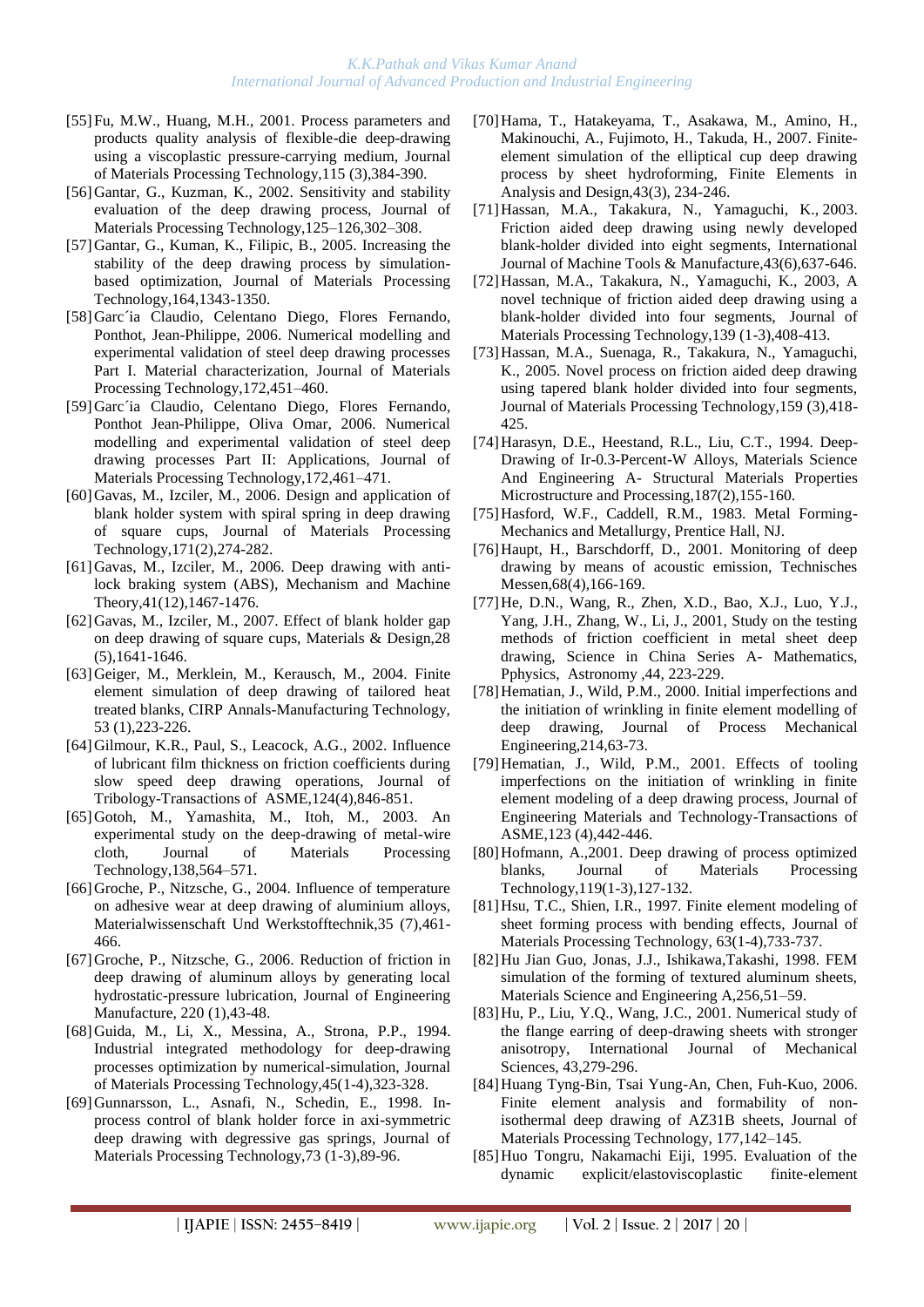[55] Fu, M.W., Huang, M.H., 2001. Process parameters and products quality analysis of flexible-die deep-drawing using a viscoplastic pressure-carrying medium, Journal of Materials Processing Technology,115 (3),384-390.

[56] Gantar, G., Kuzman, K., 2002. Sensitivity and stability evaluation of the deep drawing process, Journal of Materials Processing Technology,125–126,302–308.

[57] Gantar, G., Kuman, K., Filipic, B., 2005. Increasing the stability of the deep drawing process by simulation-based optimization, Journal of Materials Processing Technology,164,1343-1350.

[58] Garc´ia Claudio, Celentano Diego, Flores Fernando, Ponthot, Jean-Philippe, 2006. Numerical modelling and experimental validation of steel deep drawing processes Part I. Material characterization, Journal of Materials Processing Technology,172,451–460.

[59] Garc´ia Claudio, Celentano Diego, Flores Fernando, Ponthot Jean-Philippe, Oliva Omar, 2006. Numerical modelling and experimental validation of steel deep drawing processes Part II: Applications, Journal of Materials Processing Technology,172,461–471.

[60] Gavas, M., Izciler, M., 2006. Design and application of blank holder system with spiral spring in deep drawing of square cups, Journal of Materials Processing Technology,171(2),274-282.

[61] Gavas, M., Izciler, M., 2006. Deep drawing with anti-lock braking system (ABS), Mechanism and Machine Theory,41(12),1467-1476.

[62] Gavas, M., Izciler, M., 2007. Effect of blank holder gap on deep drawing of square cups, Materials & Design,28 (5),1641-1646.

[63] Geiger, M., Merklein, M., Kerausch, M., 2004. Finite element simulation of deep drawing of tailored heat treated blanks, CIRP Annals-Manufacturing Technology, 53 (1),223-226.

[64] Gilmour, K.R., Paul, S., Leacock, A.G., 2002. Influence of lubricant film thickness on friction coefficients during slow speed deep drawing operations, Journal of Tribology-Transactions of ASME,124(4),846-851.

[65] Gotoh, M., Yamashita, M., Itoh, M., 2003. An experimental study on the deep-drawing of metal-wire cloth, Journal of Materials Processing Technology,138,564–571.

[66] Groche, P., Nitzsche, G., 2004. Influence of temperature on adhesive wear at deep drawing of aluminium alloys, Materialwissenschaft Und Werkstofftechnik,35 (7),461-466.

[67] Groche, P., Nitzsche, G., 2006. Reduction of friction in deep drawing of aluminum alloys by generating local hydrostatic-pressure lubrication, Journal of Engineering Manufacture, 220 (1),43-48.

[68] Guida, M., Li, X., Messina, A., Strona, P.P., 1994. Industrial integrated methodology for deep-drawing processes optimization by numerical-simulation, Journal of Materials Processing Technology,45(1-4),323-328.

[69] Gunnarsson, L., Asnafi, N., Schedin, E., 1998. In-process control of blank holder force in axi-symmetric deep drawing with degressive gas springs, Journal of Materials Processing Technology,73 (1-3),89-96.

[70] Hama, T., Hatakeyama, T., Asakawa, M., Amino, H., Makinouchi, A., Fujimoto, H., Takuda, H., 2007. Finite-element simulation of the elliptical cup deep drawing process by sheet hydroforming, Finite Elements in Analysis and Design,43(3), 234-246.

[71] Hassan, M.A., Takakura, N., Yamaguchi, K., 2003. Friction aided deep drawing using newly developed blank-holder divided into eight segments, International Journal of Machine Tools & Manufacture,43(6),637-646.

[72] Hassan, M.A., Takakura, N., Yamaguchi, K., 2003, A novel technique of friction aided deep drawing using a blank-holder divided into four segments, Journal of Materials Processing Technology,139 (1-3),408-413.

[73] Hassan, M.A., Suenaga, R., Takakura, N., Yamaguchi, K., 2005. Novel process on friction aided deep drawing using tapered blank holder divided into four segments, Journal of Materials Processing Technology,159 (3),418-425.

[74] Harasyn, D.E., Heestand, R.L., Liu, C.T., 1994. Deep-Drawing of Ir-0.3-Percent-W Alloys, Materials Science And Engineering A- Structural Materials Properties Microstructure and Processing,187(2),155-160.

[75] Hasford, W.F., Caddell, R.M., 1983. Metal Forming-Mechanics and Metallurgy, Prentice Hall, NJ.

[76] Haupt, H., Barschdorff, D., 2001. Monitoring of deep drawing by means of acoustic emission, Technisches Messen,68(4),166-169.

[77] He, D.N., Wang, R., Zhen, X.D., Bao, X.J., Luo, Y.J., Yang, J.H., Zhang, W., Li, J., 2001, Study on the testing methods of friction coefficient in metal sheet deep drawing, Science in China Series A- Mathematics, Pphysics, Astronomy ,44, 223-229.

[78] Hematian, J., Wild, P.M., 2000. Initial imperfections and the initiation of wrinkling in finite element modelling of deep drawing, Journal of Process Mechanical Engineering,214,63-73.

[79] Hematian, J., Wild, P.M., 2001. Effects of tooling imperfections on the initiation of wrinkling in finite element modeling of a deep drawing process, Journal of Engineering Materials and Technology-Transactions of ASME,123 (4),442-446.

[80] Hofmann, A.,2001. Deep drawing of process optimized blanks, Journal of Materials Processing Technology,119(1-3),127-132.

[81] Hsu, T.C., Shien, I.R., 1997. Finite element modeling of sheet forming process with bending effects, Journal of Materials Processing Technology, 63(1-4),733-737.

[82] Hu Jian Guo, Jonas, J.J., Ishikawa,Takashi, 1998. FEM simulation of the forming of textured aluminum sheets, Materials Science and Engineering A,256,51–59.

[83] Hu, P., Liu, Y.Q., Wang, J.C., 2001. Numerical study of the flange earring of deep-drawing sheets with stronger anisotropy, International Journal of Mechanical Sciences, 43,279-296.

[84] Huang Tyng-Bin, Tsai Yung-An, Chen, Fuh-Kuo, 2006. Finite element analysis and formability of non-isothermal deep drawing of AZ31B sheets, Journal of Materials Processing Technology, 177,142–145.

[85] Huo Tongru, Nakamachi Eiji, 1995. Evaluation of the dynamic explicit/elastoviscoplastic finite-element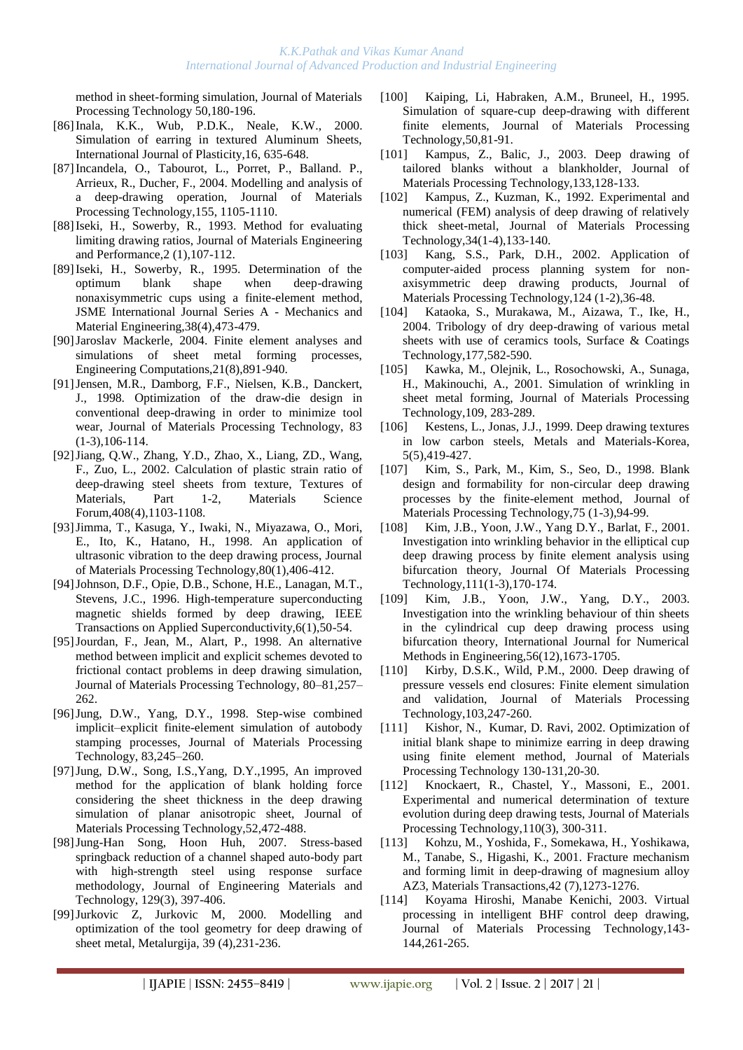method in sheet-forming simulation, Journal of Materials Processing Technology 50,180-196.

[86] Inala, K.K., Wub, P.D.K., Neale, K.W., 2000. Simulation of earring in textured Aluminum Sheets, International Journal of Plasticity,16, 635-648.

[87] Incandela, O., Tabourot, L., Porret, P., Balland. P., Arrieux, R., Ducher, F., 2004. Modelling and analysis of a deep-drawing operation, Journal of Materials Processing Technology,155, 1105-1110.

[88] Iseki, H., Sowerby, R., 1993. Method for evaluating limiting drawing ratios, Journal of Materials Engineering and Performance,2 (1),107-112.

[89] Iseki, H., Sowerby, R., 1995. Determination of the optimum blank shape when deep-drawing nonaxisymmetric cups using a finite-element method, JSME International Journal Series A - Mechanics and Material Engineering,38(4),473-479.

[90] Jaroslav Mackerle, 2004. Finite element analyses and simulations of sheet metal forming processes, Engineering Computations,21(8),891-940.

[91] Jensen, M.R., Damborg, F.F., Nielsen, K.B., Danckert, J., 1998. Optimization of the draw-die design in conventional deep-drawing in order to minimize tool wear, Journal of Materials Processing Technology, 83 (1-3),106-114.

[92] Jiang, Q.W., Zhang, Y.D., Zhao, X., Liang, ZD., Wang, F., Zuo, L., 2002. Calculation of plastic strain ratio of deep-drawing steel sheets from texture, Textures of Materials, Part 1-2, Materials Science Forum,408(4),1103-1108.

[93] Jimma, T., Kasuga, Y., Iwaki, N., Miyazawa, O., Mori, E., Ito, K., Hatano, H., 1998. An application of ultrasonic vibration to the deep drawing process, Journal of Materials Processing Technology,80(1),406-412.

[94] Johnson, D.F., Opie, D.B., Schone, H.E., Lanagan, M.T., Stevens, J.C., 1996. High-temperature superconducting magnetic shields formed by deep drawing, IEEE Transactions on Applied Superconductivity,6(1),50-54.

[95] Jourdan, F., Jean, M., Alart, P., 1998. An alternative method between implicit and explicit schemes devoted to frictional contact problems in deep drawing simulation, Journal of Materials Processing Technology, 80–81,257–262.

[96] Jung, D.W., Yang, D.Y., 1998. Step-wise combined implicit–explicit finite-element simulation of autobody stamping processes, Journal of Materials Processing Technology, 83,245–260.

[97] Jung, D.W., Song, I.S.,Yang, D.Y.,1995, An improved method for the application of blank holding force considering the sheet thickness in the deep drawing simulation of planar anisotropic sheet, Journal of Materials Processing Technology,52,472-488.

[98] Jung-Han Song, Hoon Huh, 2007. Stress-based springback reduction of a channel shaped auto-body part with high-strength steel using response surface methodology, Journal of Engineering Materials and Technology, 129(3), 397-406.

[99] Jurkovic Z, Jurkovic M, 2000. Modelling and optimization of the tool geometry for deep drawing of sheet metal, Metalurgija, 39 (4),231-236.

[100] Kaiping, Li, Habraken, A.M., Bruneel, H., 1995. Simulation of square-cup deep-drawing with different finite elements, Journal of Materials Processing Technology,50,81-91.

[101] Kampus, Z., Balic, J., 2003. Deep drawing of tailored blanks without a blankholder, Journal of Materials Processing Technology,133,128-133.

[102] Kampus, Z., Kuzman, K., 1992. Experimental and numerical (FEM) analysis of deep drawing of relatively thick sheet-metal, Journal of Materials Processing Technology,34(1-4),133-140.

[103] Kang, S.S., Park, D.H., 2002. Application of computer-aided process planning system for non-axisymmetric deep drawing products, Journal of Materials Processing Technology,124 (1-2),36-48.

[104] Kataoka, S., Murakawa, M., Aizawa, T., Ike, H., 2004. Tribology of dry deep-drawing of various metal sheets with use of ceramics tools, Surface & Coatings Technology,177,582-590.

[105] Kawka, M., Olejnik, L., Rosochowski, A., Sunaga, H., Makinouchi, A., 2001. Simulation of wrinkling in sheet metal forming, Journal of Materials Processing Technology,109, 283-289.

[106] Kestens, L., Jonas, J.J., 1999. Deep drawing textures in low carbon steels, Metals and Materials-Korea, 5(5),419-427.

[107] Kim, S., Park, M., Kim, S., Seo, D., 1998. Blank design and formability for non-circular deep drawing processes by the finite-element method, Journal of Materials Processing Technology,75 (1-3),94-99.

[108] Kim, J.B., Yoon, J.W., Yang D.Y., Barlat, F., 2001. Investigation into wrinkling behavior in the elliptical cup deep drawing process by finite element analysis using bifurcation theory, Journal Of Materials Processing Technology,111(1-3),170-174.

[109] Kim, J.B., Yoon, J.W., Yang, D.Y., 2003. Investigation into the wrinkling behaviour of thin sheets in the cylindrical cup deep drawing process using bifurcation theory, International Journal for Numerical Methods in Engineering,56(12),1673-1705.

[110] Kirby, D.S.K., Wild, P.M., 2000. Deep drawing of pressure vessels end closures: Finite element simulation and validation, Journal of Materials Processing Technology,103,247-260.

[111] Kishor, N., Kumar, D. Ravi, 2002. Optimization of initial blank shape to minimize earring in deep drawing using finite element method, Journal of Materials Processing Technology 130-131,20-30.

[112] Knockaert, R., Chastel, Y., Massoni, E., 2001. Experimental and numerical determination of texture evolution during deep drawing tests, Journal of Materials Processing Technology,110(3), 300-311.

[113] Kohzu, M., Yoshida, F., Somekawa, H., Yoshikawa, M., Tanabe, S., Higashi, K., 2001. Fracture mechanism and forming limit in deep-drawing of magnesium alloy AZ3, Materials Transactions,42 (7),1273-1276.

[114] Koyama Hiroshi, Manabe Kenichi, 2003. Virtual processing in intelligent BHF control deep drawing, Journal of Materials Processing Technology,143-144,261-265.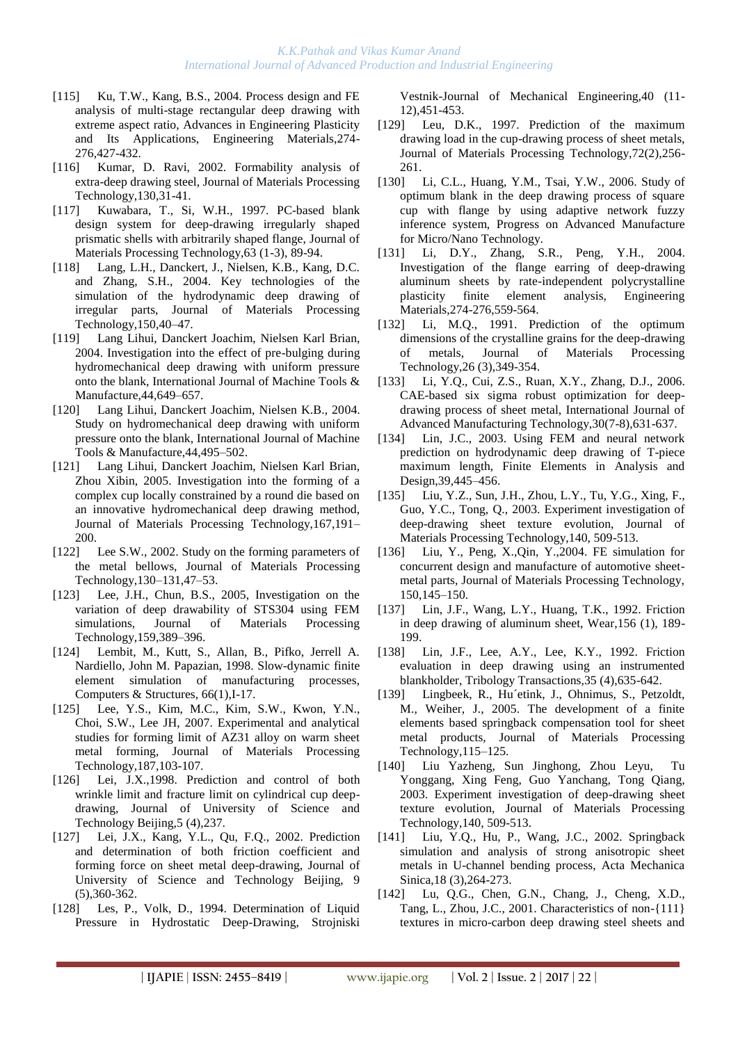[115] Ku, T.W., Kang, B.S., 2004. Process design and FE analysis of multi-stage rectangular deep drawing with extreme aspect ratio, Advances in Engineering Plasticity and Its Applications, Engineering Materials,274-276,427-432.

[116] Kumar, D. Ravi, 2002. Formability analysis of extra-deep drawing steel, Journal of Materials Processing Technology,130,31-41.

[117] Kuwabara, T., Si, W.H., 1997. PC-based blank design system for deep-drawing irregularly shaped prismatic shells with arbitrarily shaped flange, Journal of Materials Processing Technology,63 (1-3), 89-94.

[118] Lang, L.H., Danckert, J., Nielsen, K.B., Kang, D.C. and Zhang, S.H., 2004. Key technologies of the simulation of the hydrodynamic deep drawing of irregular parts, Journal of Materials Processing Technology,150,40–47.

[119] Lang Lihui, Danckert Joachim, Nielsen Karl Brian, 2004. Investigation into the effect of pre-bulging during hydromechanical deep drawing with uniform pressure onto the blank, International Journal of Machine Tools & Manufacture,44,649–657.

[120] Lang Lihui, Danckert Joachim, Nielsen K.B., 2004. Study on hydromechanical deep drawing with uniform pressure onto the blank, International Journal of Machine Tools & Manufacture,44,495–502.

[121] Lang Lihui, Danckert Joachim, Nielsen Karl Brian, Zhou Xibin, 2005. Investigation into the forming of a complex cup locally constrained by a round die based on an innovative hydromechanical deep drawing method, Journal of Materials Processing Technology,167,191–200.

[122] Lee S.W., 2002. Study on the forming parameters of the metal bellows, Journal of Materials Processing Technology,130–131,47–53.

[123] Lee, J.H., Chun, B.S., 2005, Investigation on the variation of deep drawability of STS304 using FEM simulations, Journal of Materials Processing Technology,159,389–396.

[124] Lembit, M., Kutt, S., Allan, B., Pifko, Jerrell A. Nardiello, John M. Papazian, 1998. Slow-dynamic finite element simulation of manufacturing processes, Computers & Structures, 66(1),I-17.

[125] Lee, Y.S., Kim, M.C., Kim, S.W., Kwon, Y.N., Choi, S.W., Lee JH, 2007. Experimental and analytical studies for forming limit of AZ31 alloy on warm sheet metal forming, Journal of Materials Processing Technology,187,103-107.

[126] Lei, J.X.,1998. Prediction and control of both wrinkle limit and fracture limit on cylindrical cup deep-drawing, Journal of University of Science and Technology Beijing,5 (4),237.

[127] Lei, J.X., Kang, Y.L., Qu, F.Q., 2002. Prediction and determination of both friction coefficient and forming force on sheet metal deep-drawing, Journal of University of Science and Technology Beijing, 9 (5),360-362.

[128] Les, P., Volk, D., 1994. Determination of Liquid Pressure in Hydrostatic Deep-Drawing, Strojniski Vestnik-Journal of Mechanical Engineering,40 (11-12),451-453.

[129] Leu, D.K., 1997. Prediction of the maximum drawing load in the cup-drawing process of sheet metals, Journal of Materials Processing Technology,72(2),256-261.

[130] Li, C.L., Huang, Y.M., Tsai, Y.W., 2006. Study of optimum blank in the deep drawing process of square cup with flange by using adaptive network fuzzy inference system, Progress on Advanced Manufacture for Micro/Nano Technology.

[131] Li, D.Y., Zhang, S.R., Peng, Y.H., 2004. Investigation of the flange earring of deep-drawing aluminum sheets by rate-independent polycrystalline plasticity finite element analysis, Engineering Materials,274-276,559-564.

[132] Li, M.Q., 1991. Prediction of the optimum dimensions of the crystalline grains for the deep-drawing of metals, Journal of Materials Processing Technology,26 (3),349-354.

[133] Li, Y.Q., Cui, Z.S., Ruan, X.Y., Zhang, D.J., 2006. CAE-based six sigma robust optimization for deep-drawing process of sheet metal, International Journal of Advanced Manufacturing Technology,30(7-8),631-637.

[134] Lin, J.C., 2003. Using FEM and neural network prediction on hydrodynamic deep drawing of T-piece maximum length, Finite Elements in Analysis and Design,39,445–456.

[135] Liu, Y.Z., Sun, J.H., Zhou, L.Y., Tu, Y.G., Xing, F., Guo, Y.C., Tong, Q., 2003. Experiment investigation of deep-drawing sheet texture evolution, Journal of Materials Processing Technology,140, 509-513.

[136] Liu, Y., Peng, X.,Qin, Y.,2004. FE simulation for concurrent design and manufacture of automotive sheet-metal parts, Journal of Materials Processing Technology, 150,145–150.

[137] Lin, J.F., Wang, L.Y., Huang, T.K., 1992. Friction in deep drawing of aluminum sheet, Wear,156 (1), 189-199.

[138] Lin, J.F., Lee, A.Y., Lee, K.Y., 1992. Friction evaluation in deep drawing using an instrumented blankholder, Tribology Transactions,35 (4),635-642.

[139] Lingbeek, R., Hu´etink, J., Ohnimus, S., Petzoldt, M., Weiher, J., 2005. The development of a finite elements based springback compensation tool for sheet metal products, Journal of Materials Processing Technology,115–125.

[140] Liu Yazheng, Sun Jinghong, Zhou Leyu, Tu Yonggang, Xing Feng, Guo Yanchang, Tong Qiang, 2003. Experiment investigation of deep-drawing sheet texture evolution, Journal of Materials Processing Technology,140, 509-513.

[141] Liu, Y.Q., Hu, P., Wang, J.C., 2002. Springback simulation and analysis of strong anisotropic sheet metals in U-channel bending process, Acta Mechanica Sinica,18 (3),264-273.

[142] Lu, Q.G., Chen, G.N., Chang, J., Cheng, X.D., Tang, L., Zhou, J.C., 2001. Characteristics of non-{111} textures in micro-carbon deep drawing steel sheets and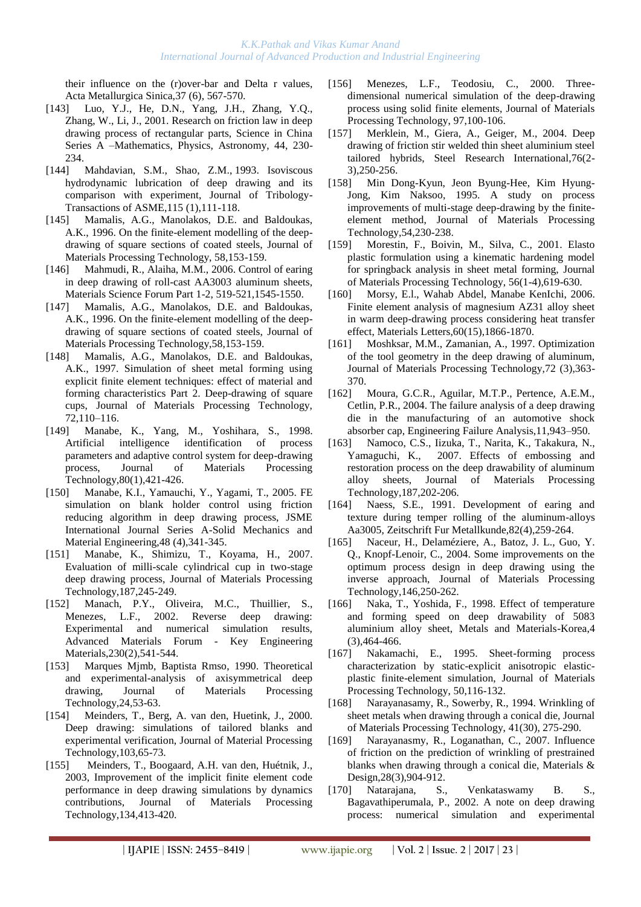their influence on the (r)over-bar and Delta r values, Acta Metallurgica Sinica,37 (6), 567-570.

[143] Luo, Y.J., He, D.N., Yang, J.H., Zhang, Y.Q., Zhang, W., Li, J., 2001. Research on friction law in deep drawing process of rectangular parts, Science in China Series A –Mathematics, Physics, Astronomy, 44, 230-234.

[144] Mahdavian, S.M., Shao, Z.M., 1993. Isoviscous hydrodynamic lubrication of deep drawing and its comparison with experiment, Journal of Tribology-Transactions of ASME,115 (1),111-118.

[145] Mamalis, A.G., Manolakos, D.E. and Baldoukas, A.K., 1996. On the finite-element modelling of the deep-drawing of square sections of coated steels, Journal of Materials Processing Technology, 58,153-159.

[146] Mahmudi, R., Alaiha, M.M., 2006. Control of earing in deep drawing of roll-cast AA3003 aluminum sheets, Materials Science Forum Part 1-2, 519-521,1545-1550.

[147] Mamalis, A.G., Manolakos, D.E. and Baldoukas, A.K., 1996. On the finite-element modelling of the deep-drawing of square sections of coated steels, Journal of Materials Processing Technology,58,153-159.

[148] Mamalis, A.G., Manolakos, D.E. and Baldoukas, A.K., 1997. Simulation of sheet metal forming using explicit finite element techniques: effect of material and forming characteristics Part 2. Deep-drawing of square cups, Journal of Materials Processing Technology, 72,110–116.

[149] Manabe, K., Yang, M., Yoshihara, S., 1998. Artificial intelligence identification of process parameters and adaptive control system for deep-drawing process, Journal of Materials Processing Technology,80(1),421-426.

[150] Manabe, K.I., Yamauchi, Y., Yagami, T., 2005. FE simulation on blank holder control using friction reducing algorithm in deep drawing process, JSME International Journal Series A-Solid Mechanics and Material Engineering,48 (4),341-345.

[151] Manabe, K., Shimizu, T., Koyama, H., 2007. Evaluation of milli-scale cylindrical cup in two-stage deep drawing process, Journal of Materials Processing Technology,187,245-249.

[152] Manach, P.Y., Oliveira, M.C., Thuillier, S., Menezes, L.F., 2002. Reverse deep drawing: Experimental and numerical simulation results, Advanced Materials Forum - Key Engineering Materials,230(2),541-544.

[153] Marques Mjmb, Baptista Rmso, 1990. Theoretical and experimental-analysis of axisymmetrical deep drawing, Journal of Materials Processing Technology,24,53-63.

[154] Meinders, T., Berg, A. van den, Huetink, J., 2000. Deep drawing: simulations of tailored blanks and experimental verification, Journal of Material Processing Technology,103,65-73.

[155] Meinders, T., Boogaard, A.H. van den, Huétnik, J., 2003, Improvement of the implicit finite element code performance in deep drawing simulations by dynamics contributions, Journal of Materials Processing Technology,134,413-420.

[156] Menezes, L.F., Teodosiu, C., 2000. Three-dimensional numerical simulation of the deep-drawing process using solid finite elements, Journal of Materials Processing Technology, 97,100-106.

[157] Merklein, M., Giera, A., Geiger, M., 2004. Deep drawing of friction stir welded thin sheet aluminium steel tailored hybrids, Steel Research International,76(2-3),250-256.

[158] Min Dong-Kyun, Jeon Byung-Hee, Kim Hyung-Jong, Kim Naksoo, 1995. A study on process improvements of multi-stage deep-drawing by the finite-element method, Journal of Materials Processing Technology,54,230-238.

[159] Morestin, F., Boivin, M., Silva, C., 2001. Elasto plastic formulation using a kinematic hardening model for springback analysis in sheet metal forming, Journal of Materials Processing Technology, 56(1-4),619-630.

[160] Morsy, E.l., Wahab Abdel, Manabe KenIchi, 2006. Finite element analysis of magnesium AZ31 alloy sheet in warm deep-drawing process considering heat transfer effect, Materials Letters,60(15),1866-1870.

[161] Moshksar, M.M., Zamanian, A., 1997. Optimization of the tool geometry in the deep drawing of aluminum, Journal of Materials Processing Technology,72 (3),363-370.

[162] Moura, G.C.R., Aguilar, M.T.P., Pertence, A.E.M., Cetlin, P.R., 2004. The failure analysis of a deep drawing die in the manufacturing of an automotive shock absorber cap, Engineering Failure Analysis,11,943–950.

[163] Namoco, C.S., Iizuka, T., Narita, K., Takakura, N., Yamaguchi, K., 2007. Effects of embossing and restoration process on the deep drawability of aluminum alloy sheets, Journal of Materials Processing Technology,187,202-206.

[164] Naess, S.E., 1991. Development of earing and texture during temper rolling of the aluminum-alloys Aa3005, Zeitschrift Fur Metallkunde,82(4),259-264.

[165] Naceur, H., Delaméziere, A., Batoz, J. L., Guo, Y. Q., Knopf-Lenoir, C., 2004. Some improvements on the optimum process design in deep drawing using the inverse approach, Journal of Materials Processing Technology,146,250-262.

[166] Naka, T., Yoshida, F., 1998. Effect of temperature and forming speed on deep drawability of 5083 aluminium alloy sheet, Metals and Materials-Korea,4 (3),464-466.

[167] Nakamachi, E., 1995. Sheet-forming process characterization by static-explicit anisotropic elastic-plastic finite-element simulation, Journal of Materials Processing Technology, 50,116-132.

[168] Narayanasamy, R., Sowerby, R., 1994. Wrinkling of sheet metals when drawing through a conical die, Journal of Materials Processing Technology, 41(30), 275-290.

[169] Narayanasmy, R., Loganathan, C., 2007. Influence of friction on the prediction of wrinkling of prestrained blanks when drawing through a conical die, Materials & Design,28(3),904-912.

[170] Natarajana, S., Venkataswamy B. S., Bagavathiperumala, P., 2002. A note on deep drawing process: numerical simulation and experimental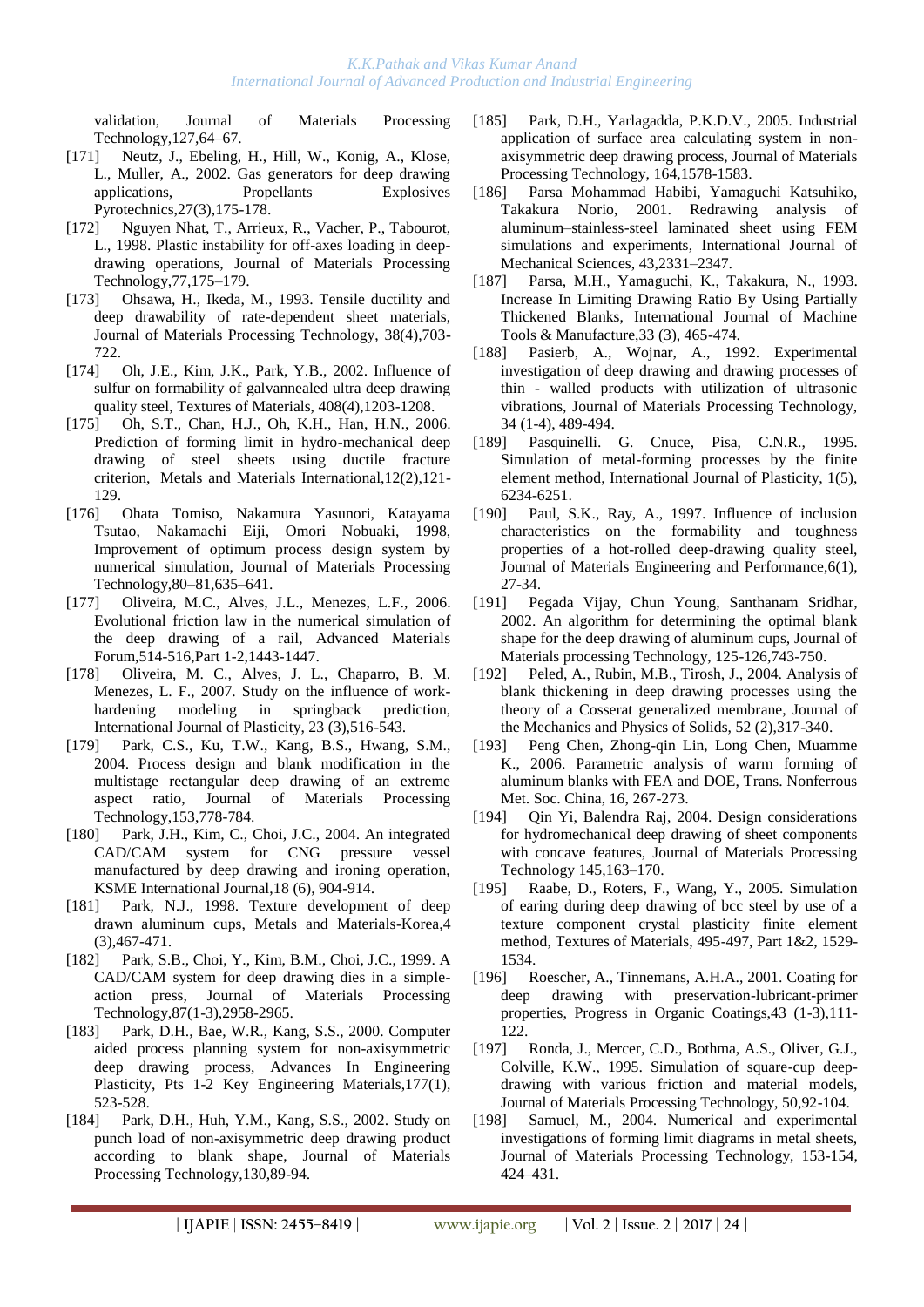validation, Journal of Materials Processing Technology,127,64–67.

[171] Neutz, J., Ebeling, H., Hill, W., Konig, A., Klose, L., Muller, A., 2002. Gas generators for deep drawing applications, Propellants Explosives Pyrotechnics,27(3),175-178.

[172] Nguyen Nhat, T., Arrieux, R., Vacher, P., Tabourot, L., 1998. Plastic instability for off-axes loading in deep-drawing operations, Journal of Materials Processing Technology,77,175–179.

[173] Ohsawa, H., Ikeda, M., 1993. Tensile ductility and deep drawability of rate-dependent sheet materials, Journal of Materials Processing Technology, 38(4),703-722.

[174] Oh, J.E., Kim, J.K., Park, Y.B., 2002. Influence of sulfur on formability of galvannealed ultra deep drawing quality steel, Textures of Materials, 408(4),1203-1208.

[175] Oh, S.T., Chan, H.J., Oh, K.H., Han, H.N., 2006. Prediction of forming limit in hydro-mechanical deep drawing of steel sheets using ductile fracture criterion, Metals and Materials International,12(2),121-129.

[176] Ohata Tomiso, Nakamura Yasunori, Katayama Tsutao, Nakamachi Eiji, Omori Nobuaki, 1998, Improvement of optimum process design system by numerical simulation, Journal of Materials Processing Technology,80–81,635–641.

[177] Oliveira, M.C., Alves, J.L., Menezes, L.F., 2006. Evolutional friction law in the numerical simulation of the deep drawing of a rail, Advanced Materials Forum,514-516,Part 1-2,1443-1447.

[178] Oliveira, M. C., Alves, J. L., Chaparro, B. M. Menezes, L. F., 2007. Study on the influence of work-hardening modeling in springback prediction, International Journal of Plasticity, 23 (3),516-543.

[179] Park, C.S., Ku, T.W., Kang, B.S., Hwang, S.M., 2004. Process design and blank modification in the multistage rectangular deep drawing of an extreme aspect ratio, Journal of Materials Processing Technology,153,778-784.

[180] Park, J.H., Kim, C., Choi, J.C., 2004. An integrated CAD/CAM system for CNG pressure vessel manufactured by deep drawing and ironing operation, KSME International Journal,18 (6), 904-914.

[181] Park, N.J., 1998. Texture development of deep drawn aluminum cups, Metals and Materials-Korea,4 (3),467-471.

[182] Park, S.B., Choi, Y., Kim, B.M., Choi, J.C., 1999. A CAD/CAM system for deep drawing dies in a simple-action press, Journal of Materials Processing Technology,87(1-3),2958-2965.

[183] Park, D.H., Bae, W.R., Kang, S.S., 2000. Computer aided process planning system for non-axisymmetric deep drawing process, Advances In Engineering Plasticity, Pts 1-2 Key Engineering Materials,177(1), 523-528.

[184] Park, D.H., Huh, Y.M., Kang, S.S., 2002. Study on punch load of non-axisymmetric deep drawing product according to blank shape, Journal of Materials Processing Technology,130,89-94.

[185] Park, D.H., Yarlagadda, P.K.D.V., 2005. Industrial application of surface area calculating system in non-axisymmetric deep drawing process, Journal of Materials Processing Technology, 164,1578-1583.

[186] Parsa Mohammad Habibi, Yamaguchi Katsuhiko, Takakura Norio, 2001. Redrawing analysis of aluminum–stainless-steel laminated sheet using FEM simulations and experiments, International Journal of Mechanical Sciences, 43,2331–2347.

[187] Parsa, M.H., Yamaguchi, K., Takakura, N., 1993. Increase In Limiting Drawing Ratio By Using Partially Thickened Blanks, International Journal of Machine Tools & Manufacture,33 (3), 465-474.

[188] Pasierb, A., Wojnar, A., 1992. Experimental investigation of deep drawing and drawing processes of thin - walled products with utilization of ultrasonic vibrations, Journal of Materials Processing Technology, 34 (1-4), 489-494.

[189] Pasquinelli. G. Cnuce, Pisa, C.N.R., 1995. Simulation of metal-forming processes by the finite element method, International Journal of Plasticity, 1(5), 6234-6251.

[190] Paul, S.K., Ray, A., 1997. Influence of inclusion characteristics on the formability and toughness properties of a hot-rolled deep-drawing quality steel, Journal of Materials Engineering and Performance,6(1), 27-34.

[191] Pegada Vijay, Chun Young, Santhanam Sridhar, 2002. An algorithm for determining the optimal blank shape for the deep drawing of aluminum cups, Journal of Materials processing Technology, 125-126,743-750.

[192] Peled, A., Rubin, M.B., Tirosh, J., 2004. Analysis of blank thickening in deep drawing processes using the theory of a Cosserat generalized membrane, Journal of the Mechanics and Physics of Solids, 52 (2),317-340.

[193] Peng Chen, Zhong-qin Lin, Long Chen, Muamme K., 2006. Parametric analysis of warm forming of aluminum blanks with FEA and DOE, Trans. Nonferrous Met. Soc. China, 16, 267-273.

[194] Qin Yi, Balendra Raj, 2004. Design considerations for hydromechanical deep drawing of sheet components with concave features, Journal of Materials Processing Technology 145,163–170.

[195] Raabe, D., Roters, F., Wang, Y., 2005. Simulation of earing during deep drawing of bcc steel by use of a texture component crystal plasticity finite element method, Textures of Materials, 495-497, Part 1&2, 1529-1534.

[196] Roescher, A., Tinnemans, A.H.A., 2001. Coating for deep drawing with preservation-lubricant-primer properties, Progress in Organic Coatings,43 (1-3),111-122.

[197] Ronda, J., Mercer, C.D., Bothma, A.S., Oliver, G.J., Colville, K.W., 1995. Simulation of square-cup deep-drawing with various friction and material models, Journal of Materials Processing Technology, 50,92-104.

[198] Samuel, M., 2004. Numerical and experimental investigations of forming limit diagrams in metal sheets, Journal of Materials Processing Technology, 153-154, 424–431.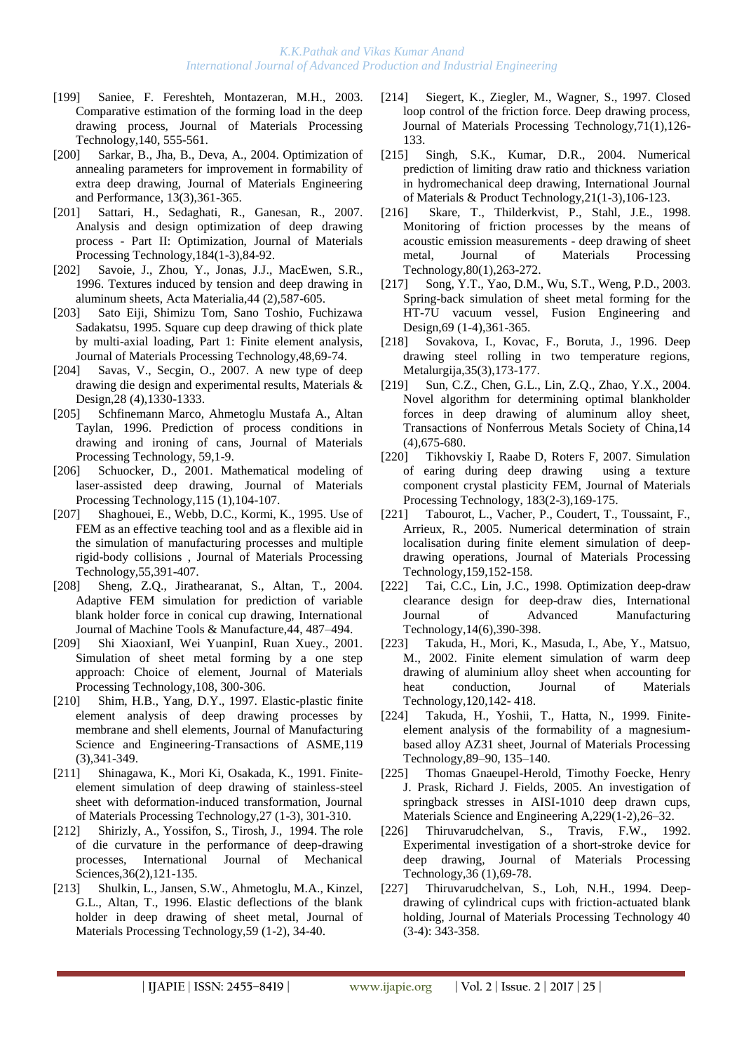[199] Saniee, F. Fereshteh, Montazeran, M.H., 2003. Comparative estimation of the forming load in the deep drawing process, Journal of Materials Processing Technology,140, 555-561.

[200] Sarkar, B., Jha, B., Deva, A., 2004. Optimization of annealing parameters for improvement in formability of extra deep drawing, Journal of Materials Engineering and Performance, 13(3),361-365.

[201] Sattari, H., Sedaghati, R., Ganesan, R., 2007. Analysis and design optimization of deep drawing process - Part II: Optimization, Journal of Materials Processing Technology,184(1-3),84-92.

[202] Savoie, J., Zhou, Y., Jonas, J.J., MacEwen, S.R., 1996. Textures induced by tension and deep drawing in aluminum sheets, Acta Materialia,44 (2),587-605.

[203] Sato Eiji, Shimizu Tom, Sano Toshio, Fuchizawa Sadakatsu, 1995. Square cup deep drawing of thick plate by multi-axial loading, Part 1: Finite element analysis, Journal of Materials Processing Technology,48,69-74.

[204] Savas, V., Secgin, O., 2007. A new type of deep drawing die design and experimental results, Materials & Design,28 (4),1330-1333.

[205] Schfinemann Marco, Ahmetoglu Mustafa A., Altan Taylan, 1996. Prediction of process conditions in drawing and ironing of cans, Journal of Materials Processing Technology, 59,1-9.

[206] Schuocker, D., 2001. Mathematical modeling of laser-assisted deep drawing, Journal of Materials Processing Technology,115 (1),104-107.

[207] Shaghouei, E., Webb, D.C., Kormi, K., 1995. Use of FEM as an effective teaching tool and as a flexible aid in the simulation of manufacturing processes and multiple rigid-body collisions , Journal of Materials Processing Technology,55,391-407.

[208] Sheng, Z.Q., Jirathearanat, S., Altan, T., 2004. Adaptive FEM simulation for prediction of variable blank holder force in conical cup drawing, International Journal of Machine Tools & Manufacture,44, 487–494.

[209] Shi XiaoxianI, Wei YuanpinI, Ruan Xuey., 2001. Simulation of sheet metal forming by a one step approach: Choice of element, Journal of Materials Processing Technology,108, 300-306.

[210] Shim, H.B., Yang, D.Y., 1997. Elastic-plastic finite element analysis of deep drawing processes by membrane and shell elements, Journal of Manufacturing Science and Engineering-Transactions of ASME,119 (3),341-349.

[211] Shinagawa, K., Mori Ki, Osakada, K., 1991. Finite-element simulation of deep drawing of stainless-steel sheet with deformation-induced transformation, Journal of Materials Processing Technology,27 (1-3), 301-310.

[212] Shirizly, A., Yossifon, S., Tirosh, J., 1994. The role of die curvature in the performance of deep-drawing processes, International Journal of Mechanical Sciences,36(2),121-135.

[213] Shulkin, L., Jansen, S.W., Ahmetoglu, M.A., Kinzel, G.L., Altan, T., 1996. Elastic deflections of the blank holder in deep drawing of sheet metal, Journal of Materials Processing Technology,59 (1-2), 34-40.

[214] Siegert, K., Ziegler, M., Wagner, S., 1997. Closed loop control of the friction force. Deep drawing process, Journal of Materials Processing Technology,71(1),126-133.

[215] Singh, S.K., Kumar, D.R., 2004. Numerical prediction of limiting draw ratio and thickness variation in hydromechanical deep drawing, International Journal of Materials & Product Technology,21(1-3),106-123.

[216] Skare, T., Thilderkvist, P., Stahl, J.E., 1998. Monitoring of friction processes by the means of acoustic emission measurements - deep drawing of sheet metal, Journal of Materials Processing Technology,80(1),263-272.

[217] Song, Y.T., Yao, D.M., Wu, S.T., Weng, P.D., 2003. Spring-back simulation of sheet metal forming for the HT-7U vacuum vessel, Fusion Engineering and Design,69 (1-4),361-365.

[218] Sovakova, I., Kovac, F., Boruta, J., 1996. Deep drawing steel rolling in two temperature regions, Metalurgija,35(3),173-177.

[219] Sun, C.Z., Chen, G.L., Lin, Z.Q., Zhao, Y.X., 2004. Novel algorithm for determining optimal blankholder forces in deep drawing of aluminum alloy sheet, Transactions of Nonferrous Metals Society of China,14 (4),675-680.

[220] Tikhovskiy I, Raabe D, Roters F, 2007. Simulation of earing during deep drawing using a texture component crystal plasticity FEM, Journal of Materials Processing Technology, 183(2-3),169-175.

[221] Tabourot, L., Vacher, P., Coudert, T., Toussaint, F., Arrieux, R., 2005. Numerical determination of strain localisation during finite element simulation of deep-drawing operations, Journal of Materials Processing Technology,159,152-158.

[222] Tai, C.C., Lin, J.C., 1998. Optimization deep-draw clearance design for deep-draw dies, International Journal of Advanced Manufacturing Technology,14(6),390-398.

[223] Takuda, H., Mori, K., Masuda, I., Abe, Y., Matsuo, M., 2002. Finite element simulation of warm deep drawing of aluminium alloy sheet when accounting for heat conduction, Journal of Materials Technology,120,142- 418.

[224] Takuda, H., Yoshii, T., Hatta, N., 1999. Finite-element analysis of the formability of a magnesium-based alloy AZ31 sheet, Journal of Materials Processing Technology,89–90, 135–140.

[225] Thomas Gnaeupel-Herold, Timothy Foecke, Henry J. Prask, Richard J. Fields, 2005. An investigation of springback stresses in AISI-1010 deep drawn cups, Materials Science and Engineering A,229(1-2),26–32.

[226] Thiruvarudchelvan, S., Travis, F.W., 1992. Experimental investigation of a short-stroke device for deep drawing, Journal of Materials Processing Technology,36 (1),69-78.

[227] Thiruvarudchelvan, S., Loh, N.H., 1994. Deep-drawing of cylindrical cups with friction-actuated blank holding, Journal of Materials Processing Technology 40 (3-4): 343-358.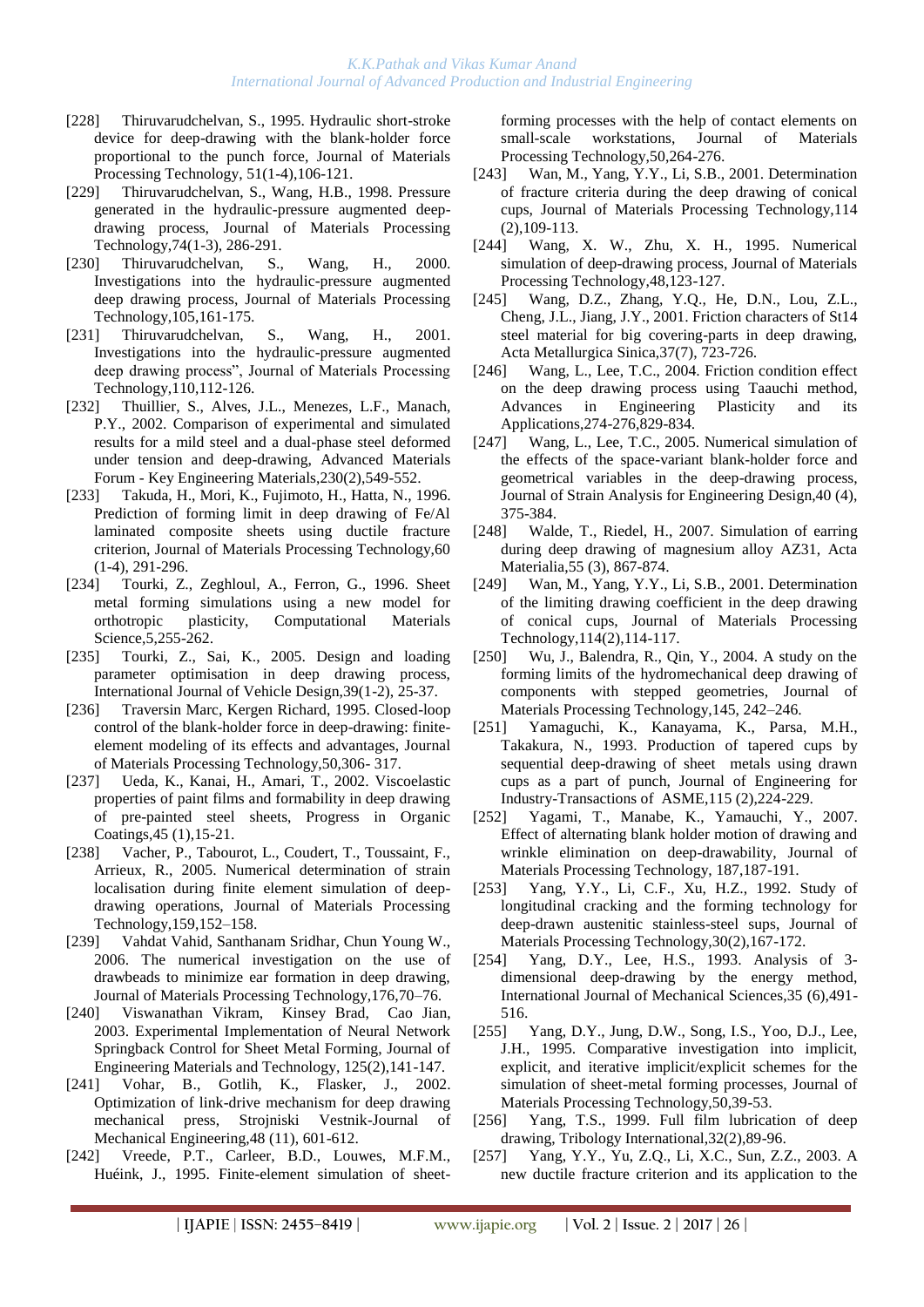[228] Thiruvarudchelvan, S., 1995. Hydraulic short-stroke device for deep-drawing with the blank-holder force proportional to the punch force, Journal of Materials Processing Technology, 51(1-4),106-121.

[229] Thiruvarudchelvan, S., Wang, H.B., 1998. Pressure generated in the hydraulic-pressure augmented deep-drawing process, Journal of Materials Processing Technology,74(1-3), 286-291.

[230] Thiruvarudchelvan, S., Wang, H., 2000. Investigations into the hydraulic-pressure augmented deep drawing process, Journal of Materials Processing Technology,105,161-175.

[231] Thiruvarudchelvan, S., Wang, H., 2001. Investigations into the hydraulic-pressure augmented deep drawing process", Journal of Materials Processing Technology,110,112-126.

[232] Thuillier, S., Alves, J.L., Menezes, L.F., Manach, P.Y., 2002. Comparison of experimental and simulated results for a mild steel and a dual-phase steel deformed under tension and deep-drawing, Advanced Materials Forum - Key Engineering Materials,230(2),549-552.

[233] Takuda, H., Mori, K., Fujimoto, H., Hatta, N., 1996. Prediction of forming limit in deep drawing of Fe/Al laminated composite sheets using ductile fracture criterion, Journal of Materials Processing Technology,60 (1-4), 291-296.

[234] Tourki, Z., Zeghloul, A., Ferron, G., 1996. Sheet metal forming simulations using a new model for orthotropic plasticity, Computational Materials Science,5,255-262.

[235] Tourki, Z., Sai, K., 2005. Design and loading parameter optimisation in deep drawing process, International Journal of Vehicle Design,39(1-2), 25-37.

[236] Traversin Marc, Kergen Richard, 1995. Closed-loop control of the blank-holder force in deep-drawing: finite-element modeling of its effects and advantages, Journal of Materials Processing Technology,50,306- 317.

[237] Ueda, K., Kanai, H., Amari, T., 2002. Viscoelastic properties of paint films and formability in deep drawing of pre-painted steel sheets, Progress in Organic Coatings,45 (1),15-21.

[238] Vacher, P., Tabourot, L., Coudert, T., Toussaint, F., Arrieux, R., 2005. Numerical determination of strain localisation during finite element simulation of deep-drawing operations, Journal of Materials Processing Technology,159,152–158.

[239] Vahdat Vahid, Santhanam Sridhar, Chun Young W., 2006. The numerical investigation on the use of drawbeads to minimize ear formation in deep drawing, Journal of Materials Processing Technology,176,70–76.

[240] Viswanathan Vikram, Kinsey Brad, Cao Jian, 2003. Experimental Implementation of Neural Network Springback Control for Sheet Metal Forming, Journal of Engineering Materials and Technology, 125(2),141-147.

[241] Vohar, B., Gotlih, K., Flasker, J., 2002. Optimization of link-drive mechanism for deep drawing mechanical press, Strojniski Vestnik-Journal of Mechanical Engineering,48 (11), 601-612.

[242] Vreede, P.T., Carleer, B.D., Louwes, M.F.M., Huéink, J., 1995. Finite-element simulation of sheet-forming processes with the help of contact elements on small-scale workstations, Journal of Materials Processing Technology,50,264-276.

[243] Wan, M., Yang, Y.Y., Li, S.B., 2001. Determination of fracture criteria during the deep drawing of conical cups, Journal of Materials Processing Technology,114 (2),109-113.

[244] Wang, X. W., Zhu, X. H., 1995. Numerical simulation of deep-drawing process, Journal of Materials Processing Technology,48,123-127.

[245] Wang, D.Z., Zhang, Y.Q., He, D.N., Lou, Z.L., Cheng, J.L., Jiang, J.Y., 2001. Friction characters of St14 steel material for big covering-parts in deep drawing, Acta Metallurgica Sinica,37(7), 723-726.

[246] Wang, L., Lee, T.C., 2004. Friction condition effect on the deep drawing process using Taauchi method, Advances in Engineering Plasticity and its Applications,274-276,829-834.

[247] Wang, L., Lee, T.C., 2005. Numerical simulation of the effects of the space-variant blank-holder force and geometrical variables in the deep-drawing process, Journal of Strain Analysis for Engineering Design,40 (4), 375-384.

[248] Walde, T., Riedel, H., 2007. Simulation of earring during deep drawing of magnesium alloy AZ31, Acta Materialia,55 (3), 867-874.

[249] Wan, M., Yang, Y.Y., Li, S.B., 2001. Determination of the limiting drawing coefficient in the deep drawing of conical cups, Journal of Materials Processing Technology,114(2),114-117.

[250] Wu, J., Balendra, R., Qin, Y., 2004. A study on the forming limits of the hydromechanical deep drawing of components with stepped geometries, Journal of Materials Processing Technology,145, 242–246.

[251] Yamaguchi, K., Kanayama, K., Parsa, M.H., Takakura, N., 1993. Production of tapered cups by sequential deep-drawing of sheet metals using drawn cups as a part of punch, Journal of Engineering for Industry-Transactions of ASME,115 (2),224-229.

[252] Yagami, T., Manabe, K., Yamauchi, Y., 2007. Effect of alternating blank holder motion of drawing and wrinkle elimination on deep-drawability, Journal of Materials Processing Technology, 187,187-191.

[253] Yang, Y.Y., Li, C.F., Xu, H.Z., 1992. Study of longitudinal cracking and the forming technology for deep-drawn austenitic stainless-steel sups, Journal of Materials Processing Technology,30(2),167-172.

[254] Yang, D.Y., Lee, H.S., 1993. Analysis of 3-dimensional deep-drawing by the energy method, International Journal of Mechanical Sciences,35 (6),491-516.

[255] Yang, D.Y., Jung, D.W., Song, I.S., Yoo, D.J., Lee, J.H., 1995. Comparative investigation into implicit, explicit, and iterative implicit/explicit schemes for the simulation of sheet-metal forming processes, Journal of Materials Processing Technology,50,39-53.

[256] Yang, T.S., 1999. Full film lubrication of deep drawing, Tribology International,32(2),89-96.

[257] Yang, Y.Y., Yu, Z.Q., Li, X.C., Sun, Z.Z., 2003. A new ductile fracture criterion and its application to the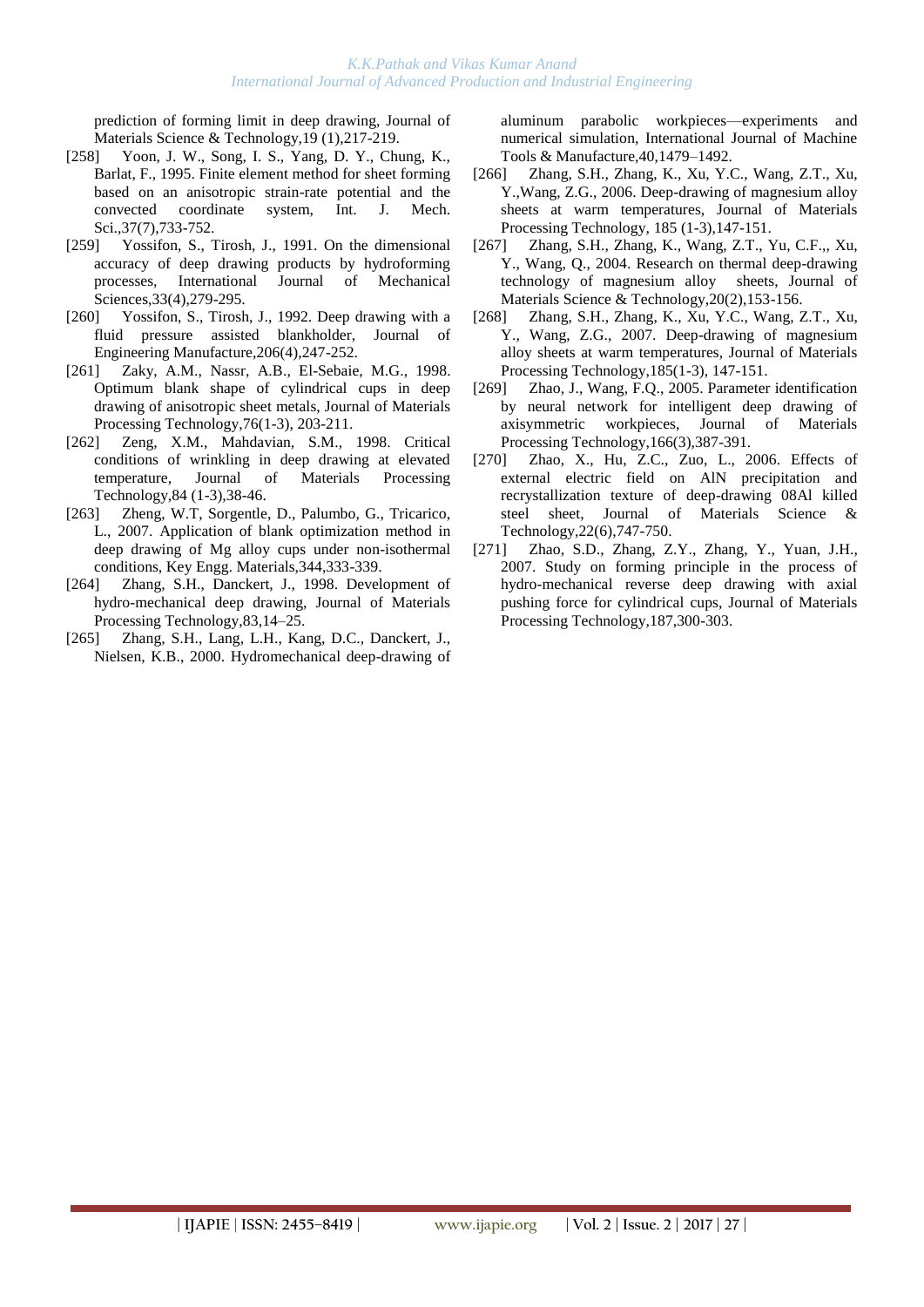prediction of forming limit in deep drawing, Journal of Materials Science & Technology,19 (1),217-219.

[258] Yoon, J. W., Song, I. S., Yang, D. Y., Chung, K., Barlat, F., 1995. Finite element method for sheet forming based on an anisotropic strain-rate potential and the convected coordinate system, Int. J. Mech. Sci.,37(7),733-752.

[259] Yossifon, S., Tirosh, J., 1991. On the dimensional accuracy of deep drawing products by hydroforming processes, International Journal of Mechanical Sciences,33(4),279-295.

[260] Yossifon, S., Tirosh, J., 1992. Deep drawing with a fluid pressure assisted blankholder, Journal of Engineering Manufacture,206(4),247-252.

[261] Zaky, A.M., Nassr, A.B., El-Sebaie, M.G., 1998. Optimum blank shape of cylindrical cups in deep drawing of anisotropic sheet metals, Journal of Materials Processing Technology,76(1-3), 203-211.

[262] Zeng, X.M., Mahdavian, S.M., 1998. Critical conditions of wrinkling in deep drawing at elevated temperature, Journal of Materials Processing Technology,84 (1-3),38-46.

[263] Zheng, W.T, Sorgentle, D., Palumbo, G., Tricarico, L., 2007. Application of blank optimization method in deep drawing of Mg alloy cups under non-isothermal conditions, Key Engg. Materials,344,333-339.

[264] Zhang, S.H., Danckert, J., 1998. Development of hydro-mechanical deep drawing, Journal of Materials Processing Technology,83,14–25.

[265] Zhang, S.H., Lang, L.H., Kang, D.C., Danckert, J., Nielsen, K.B., 2000. Hydromechanical deep-drawing of aluminum parabolic workpieces—experiments and numerical simulation, International Journal of Machine Tools & Manufacture,40,1479–1492.

[266] Zhang, S.H., Zhang, K., Xu, Y.C., Wang, Z.T., Xu, Y.,Wang, Z.G., 2006. Deep-drawing of magnesium alloy sheets at warm temperatures, Journal of Materials Processing Technology, 185 (1-3),147-151.

[267] Zhang, S.H., Zhang, K., Wang, Z.T., Yu, C.F.,, Xu, Y., Wang, Q., 2004. Research on thermal deep-drawing technology of magnesium alloy sheets, Journal of Materials Science & Technology,20(2),153-156.

[268] Zhang, S.H., Zhang, K., Xu, Y.C., Wang, Z.T., Xu, Y., Wang, Z.G., 2007. Deep-drawing of magnesium alloy sheets at warm temperatures, Journal of Materials Processing Technology,185(1-3), 147-151.

[269] Zhao, J., Wang, F.Q., 2005. Parameter identification by neural network for intelligent deep drawing of axisymmetric workpieces, Journal of Materials Processing Technology,166(3),387-391.

[270] Zhao, X., Hu, Z.C., Zuo, L., 2006. Effects of external electric field on AlN precipitation and recrystallization texture of deep-drawing 08Al killed steel sheet, Journal of Materials Science & Technology,22(6),747-750.

[271] Zhao, S.D., Zhang, Z.Y., Zhang, Y., Yuan, J.H., 2007. Study on forming principle in the process of hydro-mechanical reverse deep drawing with axial pushing force for cylindrical cups, Journal of Materials Processing Technology,187,300-303.